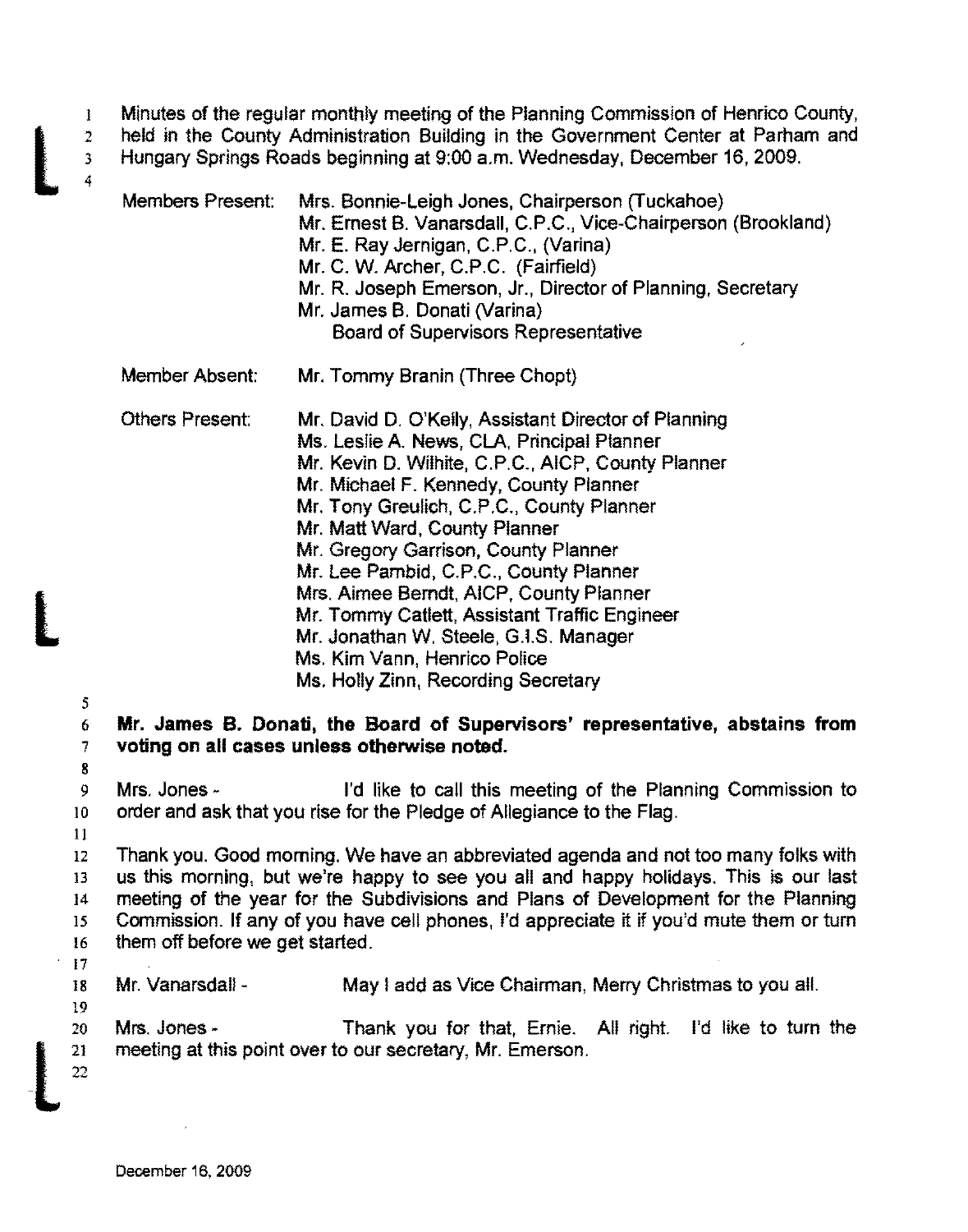Minutes of the regular monthly meeting of the Planning Commission of Henrico County, held in the County Administration Building in the Government Center at Parham and Hungary Springs Roads beginning at 9:00 a.m. Wednesday, December 16, 2009.

| | |
|---|---|
| Members Present: | Mrs. Bonnie-Leigh Jones, Chairperson (Tuckahoe)<br>Mr. Ernest B. Vanarsdall, C.P.C., Vice-Chairperson (Brookland)<br>Mr. E. Ray Jernigan, C.P.C., (Varina)<br>Mr. C. W. Archer, C.P.C. (Fairfield)<br>Mr. R. Joseph Emerson, Jr., Director of Planning, Secretary<br>Mr. James B. Donati (Varina)<br>Board of Supervisors Representative |
| Member Absent: | Mr. Tommy Branin (Three Chopt) |
| Others Present: | Mr. David D. O'Kelly, Assistant Director of Planning<br>Ms. Leslie A. News, CLA, Principal Planner<br>Mr. Kevin D. Wilhite, C.P.C., AICP, County Planner<br>Mr. Michael F. Kennedy, County Planner<br>Mr. Tony Greulich, C.P.C., County Planner<br>Mr. Matt Ward, County Planner<br>Mr. Gregory Garrison, County Planner<br>Mr. Lee Pambid, C.P.C., County Planner<br>Mrs. Aimee Berndt, AICP, County Planner<br>Mr. Tommy Catlett, Assistant Traffic Engineer<br>Mr. Jonathan W. Steele, G.I.S. Manager<br>Ms. Kim Vann, Henrico Police<br>Ms. Holly Zinn, Recording Secretary |

**Mr. James B. Donati, the Board of Supervisors' representative, abstains from voting on all cases unless otherwise noted.**

Mrs. Jones - I'd like to call this meeting of the Planning Commission to order and ask that you rise for the Pledge of Allegiance to the Flag.

Thank you. Good morning. We have an abbreviated agenda and not too many folks with us this morning, but we're happy to see you all and happy holidays. This is our last meeting of the year for the Subdivisions and Plans of Development for the Planning Commission. If any of you have cell phones, I'd appreciate it if you'd mute them or turn them off before we get started.

Mr. Vanarsdall - May I add as Vice Chairman, Merry Christmas to you all.

Mrs. Jones - Thank you for that, Ernie. All right. I'd like to turn the meeting at this point over to our secretary, Mr. Emerson.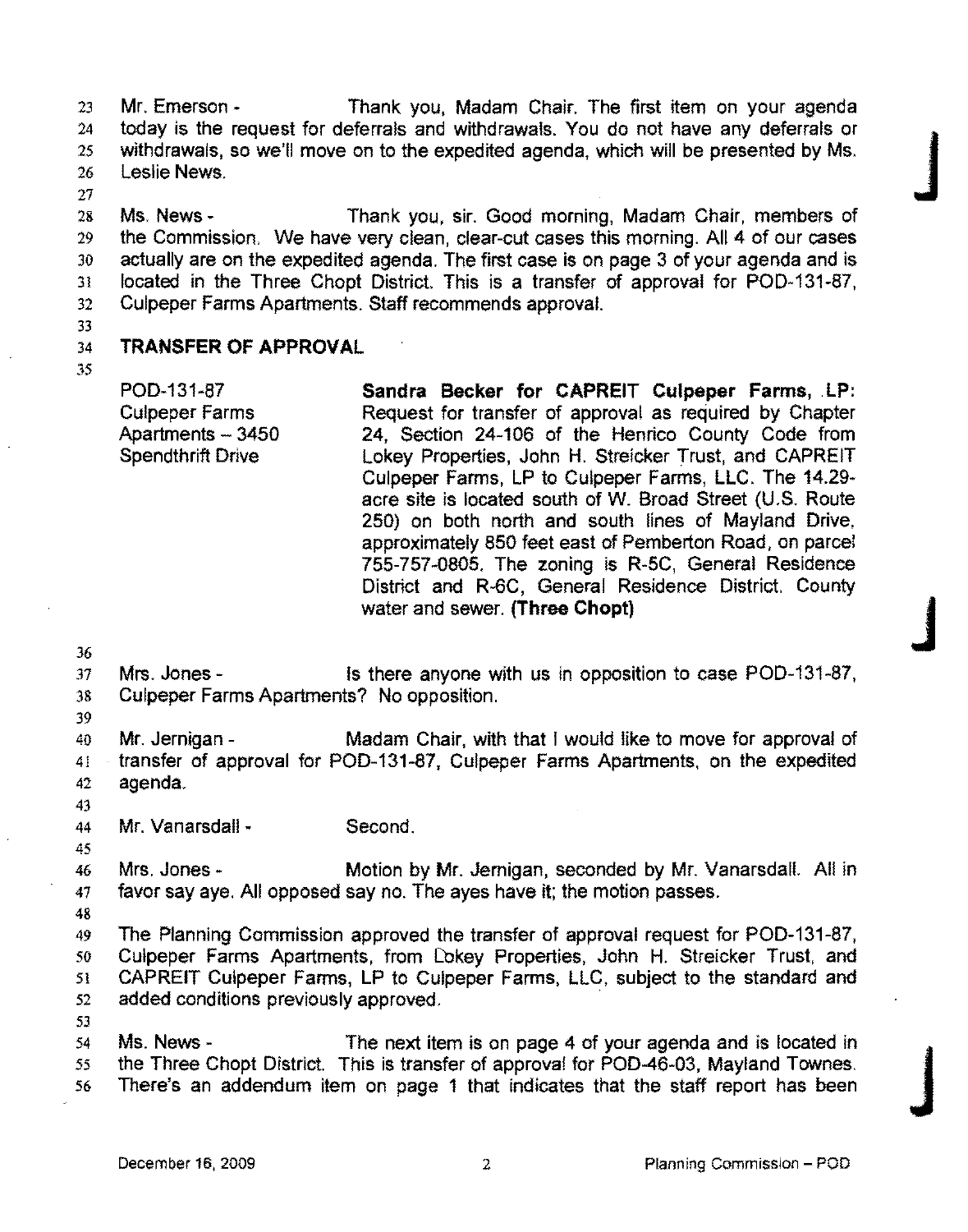Mr. Emerson - Thank you, Madam Chair. The first item on your agenda today is the request for deferrals and withdrawals. You do not have any deferrals or withdrawals, so we'll move on to the expedited agenda, which will be presented by Ms. Leslie News.

Ms. News - Thank you, sir. Good morning, Madam Chair, members of the Commission. We have very clean, clear-cut cases this morning. All 4 of our cases actually are on the expedited agenda. The first case is on page 3 of your agenda and is located in the Three Chopt District. This is a transfer of approval for POD-131-87, Culpeper Farms Apartments. Staff recommends approval.

## TRANSFER OF APPROVAL

POD-131-87
Culpeper Farms
Apartments – 3450
Spendthrift Drive

**Sandra Becker for CAPREIT Culpeper Farms, LP:** Request for transfer of approval as required by Chapter 24, Section 24-106 of the Henrico County Code from Lokey Properties, John H. Streicker Trust, and CAPREIT Culpeper Farms, LP to Culpeper Farms, LLC. The 14.29-acre site is located south of W. Broad Street (U.S. Route 250) on both north and south lines of Mayland Drive, approximately 850 feet east of Pemberton Road, on parcel 755-757-0805. The zoning is R-5C, General Residence District and R-6C, General Residence District. County water and sewer. **(Three Chopt)**

Mrs. Jones - Is there anyone with us in opposition to case POD-131-87, Culpeper Farms Apartments? No opposition.

Mr. Jernigan - Madam Chair, with that I would like to move for approval of transfer of approval for POD-131-87, Culpeper Farms Apartments, on the expedited agenda.

Mr. Vanarsdall - Second.

Mrs. Jones - Motion by Mr. Jernigan, seconded by Mr. Vanarsdall. All in favor say aye. All opposed say no. The ayes have it; the motion passes.

The Planning Commission approved the transfer of approval request for POD-131-87, Culpeper Farms Apartments, from Lokey Properties, John H. Streicker Trust, and CAPREIT Culpeper Farms, LP to Culpeper Farms, LLC, subject to the standard and added conditions previously approved.

Ms. News - The next item is on page 4 of your agenda and is located in the Three Chopt District. This is transfer of approval for POD-46-03, Mayland Townes. There's an addendum item on page 1 that indicates that the staff report has been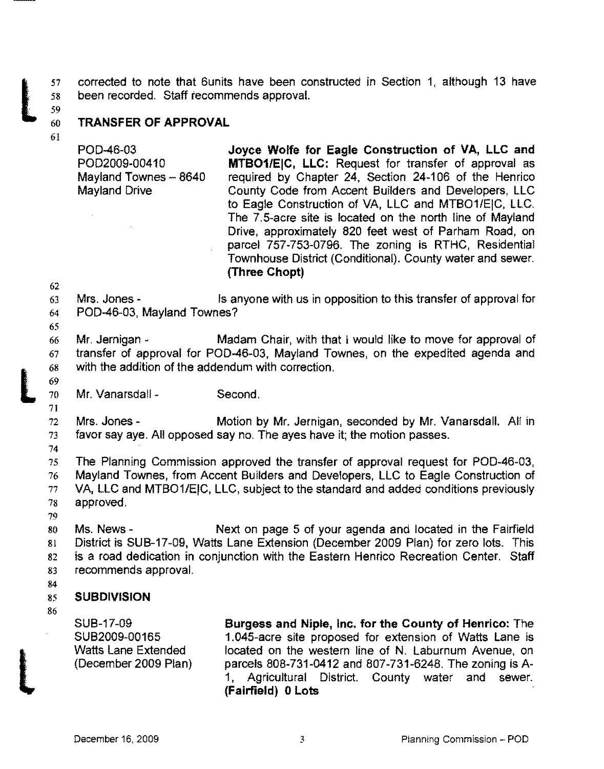corrected to note that 6units have been constructed in Section 1, although 13 have been recorded. Staff recommends approval.

## TRANSFER OF APPROVAL

| | |
|---|---|
| POD-46-03<br>POD2009-00410<br>Mayland Townes – 8640<br>Mayland Drive | **Joyce Wolfe for Eagle Construction of VA, LLC and MTBO1/E\|C, LLC:** Request for transfer of approval as required by Chapter 24, Section 24-106 of the Henrico County Code from Accent Builders and Developers, LLC to Eagle Construction of VA, LLC and MTBO1/E\|C, LLC. The 7.5-acre site is located on the north line of Mayland Drive, approximately 820 feet west of Parham Road, on parcel 757-753-0796. The zoning is RTHC, Residential Townhouse District (Conditional). County water and sewer. **(Three Chopt)** |

Mrs. Jones - Is anyone with us in opposition to this transfer of approval for POD-46-03, Mayland Townes?

Mr. Jernigan - Madam Chair, with that I would like to move for approval of transfer of approval for POD-46-03, Mayland Townes, on the expedited agenda and with the addition of the addendum with correction.

Mr. Vanarsdall - Second.

Mrs. Jones - Motion by Mr. Jernigan, seconded by Mr. Vanarsdall. All in favor say aye. All opposed say no. The ayes have it; the motion passes.

The Planning Commission approved the transfer of approval request for POD-46-03, Mayland Townes, from Accent Builders and Developers, LLC to Eagle Construction of VA, LLC and MTBO1/E|C, LLC, subject to the standard and added conditions previously approved.

Ms. News - Next on page 5 of your agenda and located in the Fairfield District is SUB-17-09, Watts Lane Extension (December 2009 Plan) for zero lots. This is a road dedication in conjunction with the Eastern Henrico Recreation Center. Staff recommends approval.

## SUBDIVISION

| | |
|---|---|
| SUB-17-09<br>SUB2009-00165<br>Watts Lane Extended<br>(December 2009 Plan) | **Burgess and Niple, Inc. for the County of Henrico:** The 1.045-acre site proposed for extension of Watts Lane is located on the western line of N. Laburnum Avenue, on parcels 808-731-0412 and 807-731-6248. The zoning is A-1, Agricultural District. County water and sewer. **(Fairfield) 0 Lots** |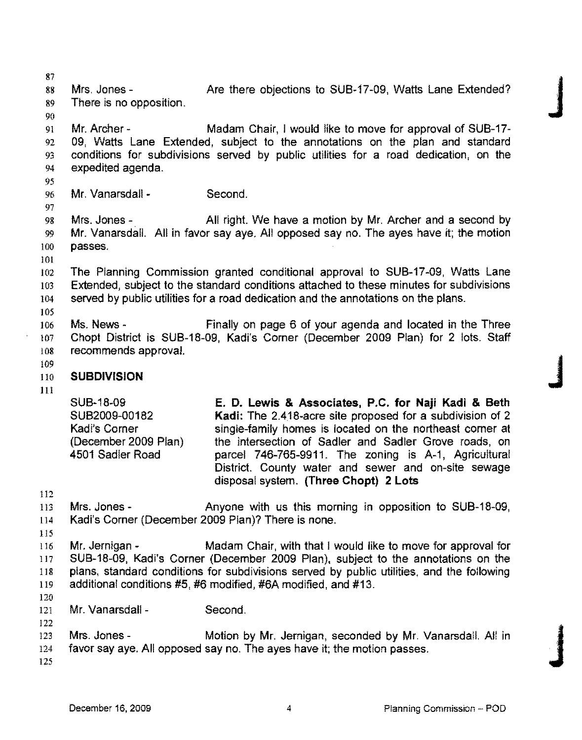Mrs. Jones - Are there objections to SUB-17-09, Watts Lane Extended? There is no opposition.

Mr. Archer - Madam Chair, I would like to move for approval of SUB-17-09, Watts Lane Extended, subject to the annotations on the plan and standard conditions for subdivisions served by public utilities for a road dedication, on the expedited agenda.

Mr. Vanarsdall - Second.

Mrs. Jones - All right. We have a motion by Mr. Archer and a second by Mr. Vanarsdall. All in favor say aye. All opposed say no. The ayes have it; the motion passes.

The Planning Commission granted conditional approval to SUB-17-09, Watts Lane Extended, subject to the standard conditions attached to these minutes for subdivisions served by public utilities for a road dedication and the annotations on the plans.

Ms. News - Finally on page 6 of your agenda and located in the Three Chopt District is SUB-18-09, Kadi's Corner (December 2009 Plan) for 2 lots. Staff recommends approval.

## SUBDIVISION

| | |
|---|---|
| SUB-18-09<br>SUB2009-00182<br>Kadi's Corner<br>(December 2009 Plan)<br>4501 Sadler Road | **E. D. Lewis & Associates, P.C. for Naji Kadi & Beth Kadi:** The 2.418-acre site proposed for a subdivision of 2 single-family homes is located on the northeast corner at the intersection of Sadler and Sadler Grove roads, on parcel 746-765-9911. The zoning is A-1, Agricultural District. County water and sewer and on-site sewage disposal system. **(Three Chopt) 2 Lots** |

Mrs. Jones - Anyone with us this morning in opposition to SUB-18-09, Kadi's Corner (December 2009 Plan)? There is none.

Mr. Jernigan - Madam Chair, with that I would like to move for approval for SUB-18-09, Kadi's Corner (December 2009 Plan), subject to the annotations on the plans, standard conditions for subdivisions served by public utilities, and the following additional conditions #5, #6 modified, #6A modified, and #13.

Mr. Vanarsdall - Second.

Mrs. Jones - Motion by Mr. Jernigan, seconded by Mr. Vanarsdall. All in favor say aye. All opposed say no. The ayes have it; the motion passes.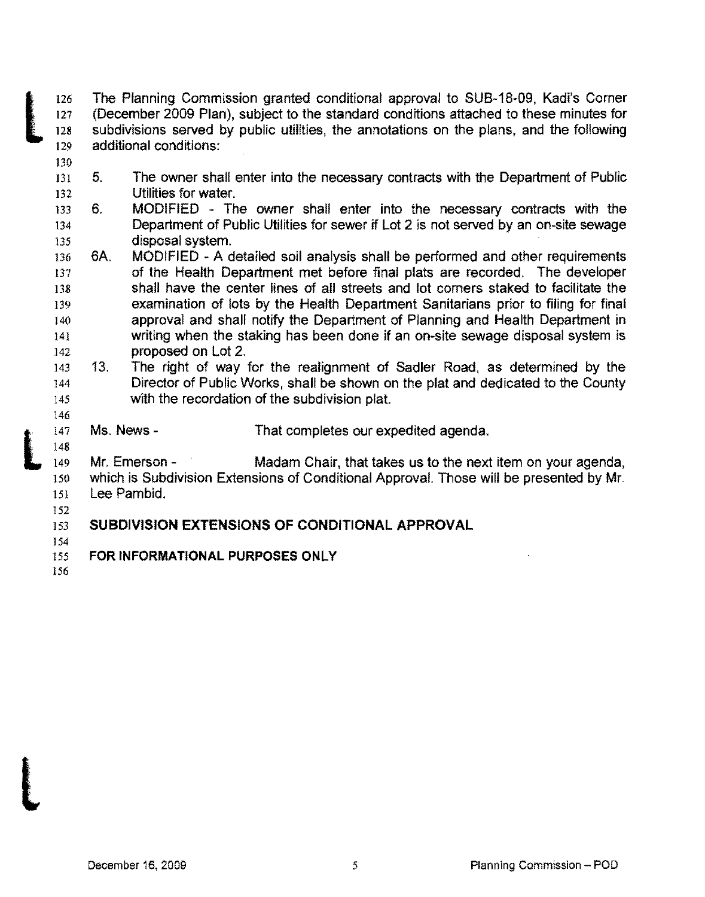The Planning Commission granted conditional approval to SUB-18-09, Kadi's Corner (December 2009 Plan), subject to the standard conditions attached to these minutes for subdivisions served by public utilities, the annotations on the plans, and the following additional conditions:

5. The owner shall enter into the necessary contracts with the Department of Public Utilities for water.
6. MODIFIED - The owner shall enter into the necessary contracts with the Department of Public Utilities for sewer if Lot 2 is not served by an on-site sewage disposal system.
6A. MODIFIED - A detailed soil analysis shall be performed and other requirements of the Health Department met before final plats are recorded. The developer shall have the center lines of all streets and lot corners staked to facilitate the examination of lots by the Health Department Sanitarians prior to filing for final approval and shall notify the Department of Planning and Health Department in writing when the staking has been done if an on-site sewage disposal system is proposed on Lot 2.
13. The right of way for the realignment of Sadler Road, as determined by the Director of Public Works, shall be shown on the plat and dedicated to the County with the recordation of the subdivision plat.

Ms. News - That completes our expedited agenda.

Mr. Emerson - Madam Chair, that takes us to the next item on your agenda, which is Subdivision Extensions of Conditional Approval. Those will be presented by Mr. Lee Pambid.

**SUBDIVISION EXTENSIONS OF CONDITIONAL APPROVAL**

**FOR INFORMATIONAL PURPOSES ONLY**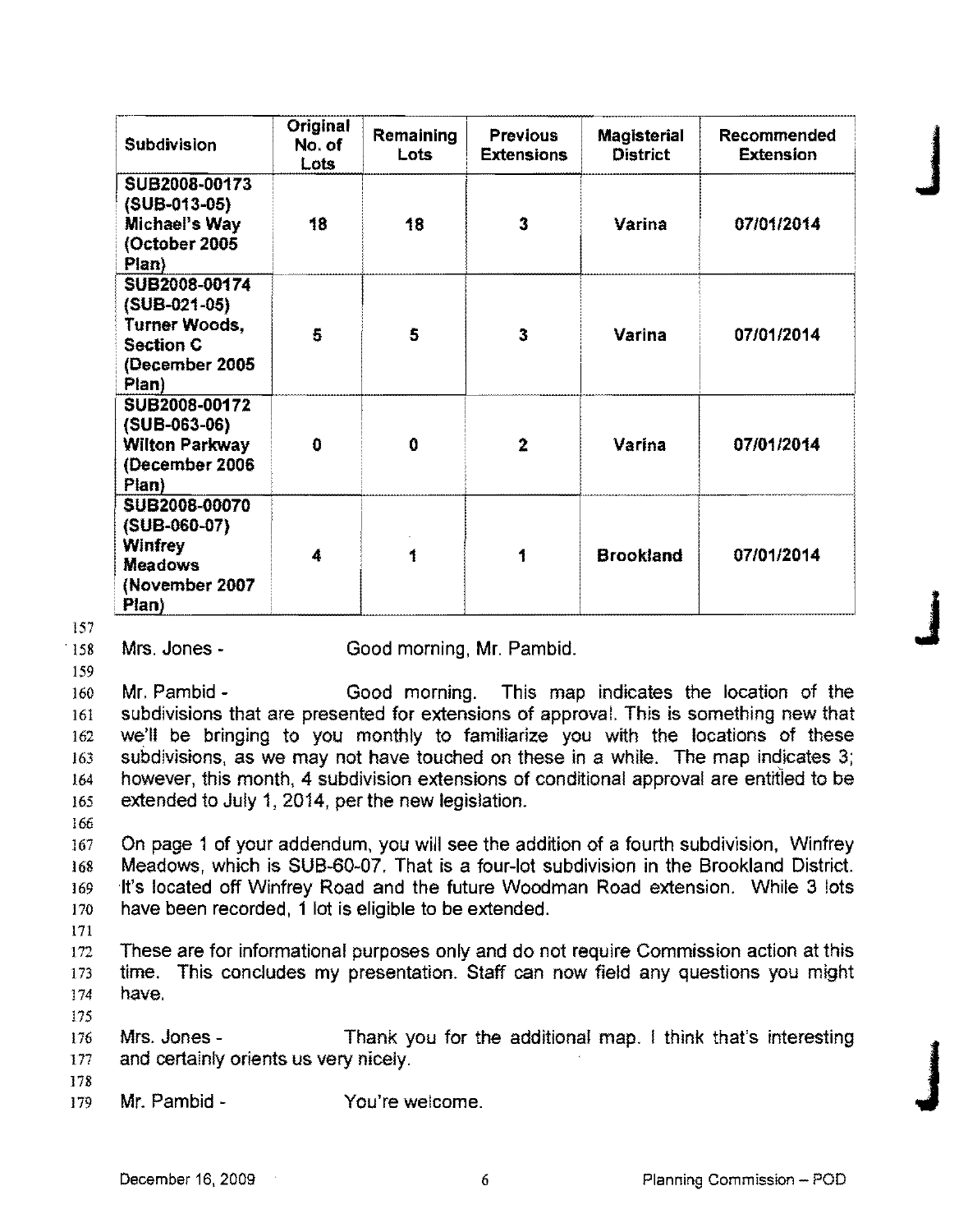| Subdivision | Original No. of Lots | Remaining Lots | Previous Extensions | Magisterial District | Recommended Extension |
|---|---|---|---|---|---|
| SUB2008-00173 (SUB-013-05) Michael's Way (October 2005 Plan) | 18 | 18 | 3 | Varina | 07/01/2014 |
| SUB2008-00174 (SUB-021-05) Turner Woods, Section C (December 2005 Plan) | 5 | 5 | 3 | Varina | 07/01/2014 |
| SUB2008-00172 (SUB-063-06) Wilton Parkway (December 2006 Plan) | 0 | 0 | 2 | Varina | 07/01/2014 |
| SUB2008-00070 (SUB-060-07) Winfrey Meadows (November 2007 Plan) | 4 | 1 | 1 | Brookland | 07/01/2014 |

157

158 Mrs. Jones - Good morning, Mr. Pambid.

159

160 Mr. Pambid - Good morning. This map indicates the location of the
161 subdivisions that are presented for extensions of approval. This is something new that
162 we'll be bringing to you monthly to familiarize you with the locations of these
163 subdivisions, as we may not have touched on these in a while. The map indicates 3;
164 however, this month, 4 subdivision extensions of conditional approval are entitled to be
165 extended to July 1, 2014, per the new legislation.

166

167 On page 1 of your addendum, you will see the addition of a fourth subdivision, Winfrey
168 Meadows, which is SUB-60-07. That is a four-lot subdivision in the Brookland District.
169 It's located off Winfrey Road and the future Woodman Road extension. While 3 lots
170 have been recorded, 1 lot is eligible to be extended.

171

172 These are for informational purposes only and do not require Commission action at this
173 time. This concludes my presentation. Staff can now field any questions you might
174 have.

175

176 Mrs. Jones - Thank you for the additional map. I think that's interesting
177 and certainly orients us very nicely.

178

179 Mr. Pambid - You're welcome.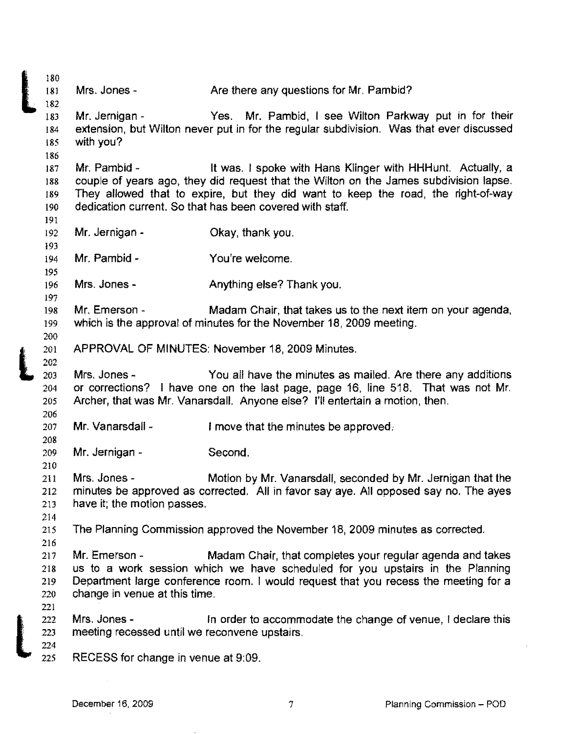Mrs. Jones - Are there any questions for Mr. Pambid?

Mr. Jernigan - Yes. Mr. Pambid, I see Wilton Parkway put in for their extension, but Wilton never put in for the regular subdivision. Was that ever discussed with you?

Mr. Pambid - It was. I spoke with Hans Klinger with HHHunt. Actually, a couple of years ago, they did request that the Wilton on the James subdivision lapse. They allowed that to expire, but they did want to keep the road, the right-of-way dedication current. So that has been covered with staff.

Mr. Jernigan - Okay, thank you.

Mr. Pambid - You're welcome.

Mrs. Jones - Anything else? Thank you.

Mr. Emerson - Madam Chair, that takes us to the next item on your agenda, which is the approval of minutes for the November 18, 2009 meeting.

APPROVAL OF MINUTES: November 18, 2009 Minutes.

Mrs. Jones - You all have the minutes as mailed. Are there any additions or corrections? I have one on the last page, page 16, line 518. That was not Mr. Archer, that was Mr. Vanarsdall. Anyone else? I'll entertain a motion, then.

Mr. Vanarsdall - I move that the minutes be approved.

Mr. Jernigan - Second.

Mrs. Jones - Motion by Mr. Vanarsdall, seconded by Mr. Jernigan that the minutes be approved as corrected. All in favor say aye. All opposed say no. The ayes have it; the motion passes.

The Planning Commission approved the November 18, 2009 minutes as corrected.

Mr. Emerson - Madam Chair, that completes your regular agenda and takes us to a work session which we have scheduled for you upstairs in the Planning Department large conference room. I would request that you recess the meeting for a change in venue at this time.

Mrs. Jones - In order to accommodate the change of venue, I declare this meeting recessed until we reconvene upstairs.

RECESS for change in venue at 9:09.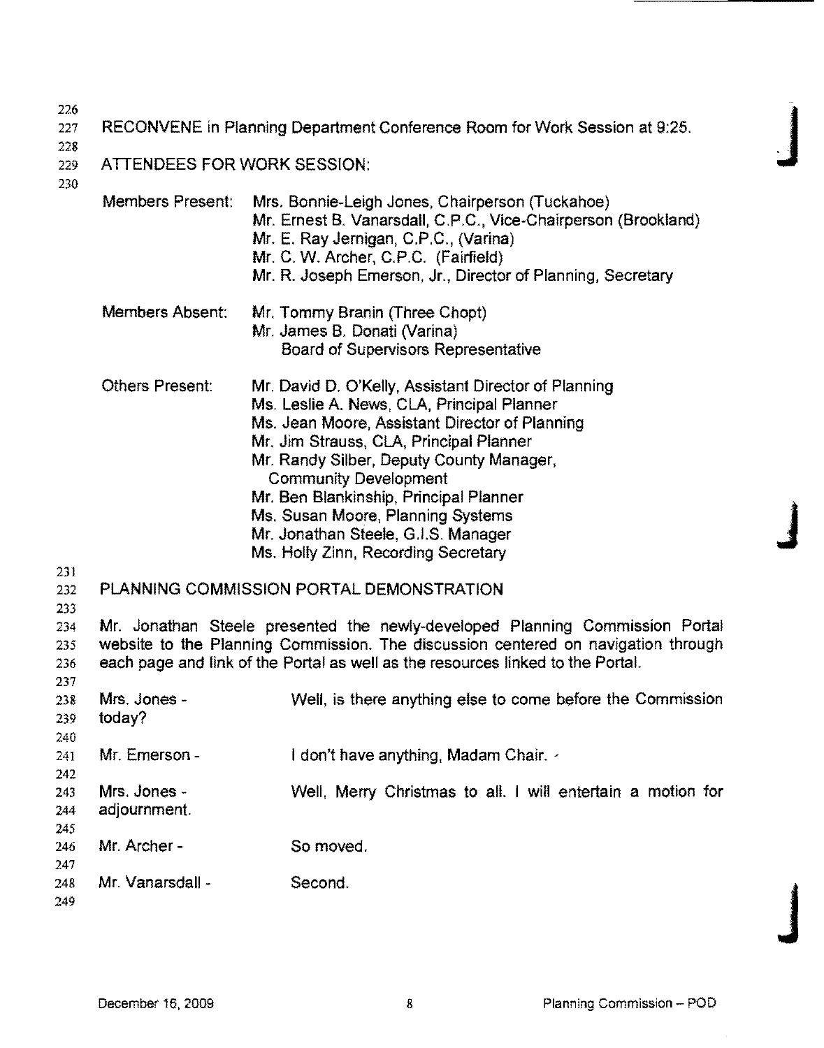RECONVENE in Planning Department Conference Room for Work Session at 9:25.

ATTENDEES FOR WORK SESSION:

| | |
|---|---|
| Members Present: | Mrs. Bonnie-Leigh Jones, Chairperson (Tuckahoe)<br>Mr. Ernest B. Vanarsdall, C.P.C., Vice-Chairperson (Brookland)<br>Mr. E. Ray Jernigan, C.P.C., (Varina)<br>Mr. C. W. Archer, C.P.C. (Fairfield)<br>Mr. R. Joseph Emerson, Jr., Director of Planning, Secretary |
| Members Absent: | Mr. Tommy Branin (Three Chopt)<br>Mr. James B. Donati (Varina)<br>Board of Supervisors Representative |
| Others Present: | Mr. David D. O'Kelly, Assistant Director of Planning<br>Ms. Leslie A. News, CLA, Principal Planner<br>Ms. Jean Moore, Assistant Director of Planning<br>Mr. Jim Strauss, CLA, Principal Planner<br>Mr. Randy Silber, Deputy County Manager, Community Development<br>Mr. Ben Blankinship, Principal Planner<br>Ms. Susan Moore, Planning Systems<br>Mr. Jonathan Steele, G.I.S. Manager<br>Ms. Holly Zinn, Recording Secretary |

PLANNING COMMISSION PORTAL DEMONSTRATION

Mr. Jonathan Steele presented the newly-developed Planning Commission Portal website to the Planning Commission. The discussion centered on navigation through each page and link of the Portal as well as the resources linked to the Portal.

Mrs. Jones - Well, is there anything else to come before the Commission today?

Mr. Emerson - I don't have anything, Madam Chair.

Mrs. Jones - Well, Merry Christmas to all. I will entertain a motion for adjournment.

Mr. Archer - So moved.

Mr. Vanarsdall - Second.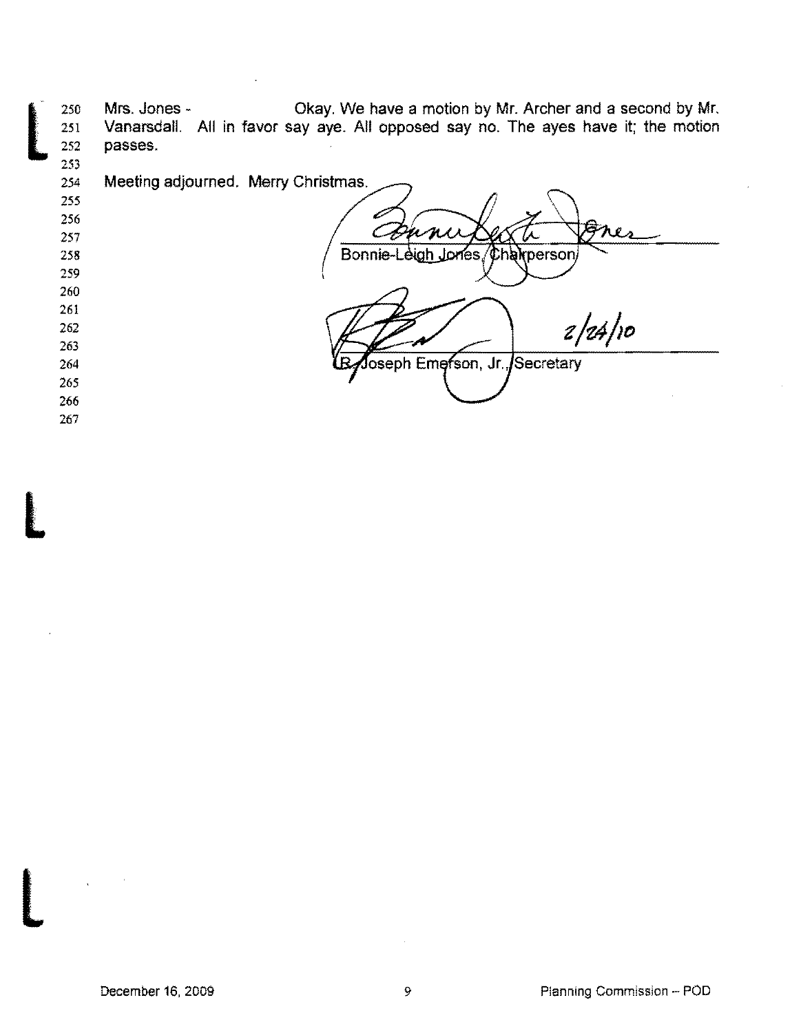Mrs. Jones - Okay. We have a motion by Mr. Archer and a second by Mr. Vanarsdall. All in favor say aye. All opposed say no. The ayes have it; the motion passes.

Meeting adjourned. Merry Christmas.

Bonnie-Leigh Jones, Chairperson

R. Joseph Emerson, Jr., Secretary

2/24/10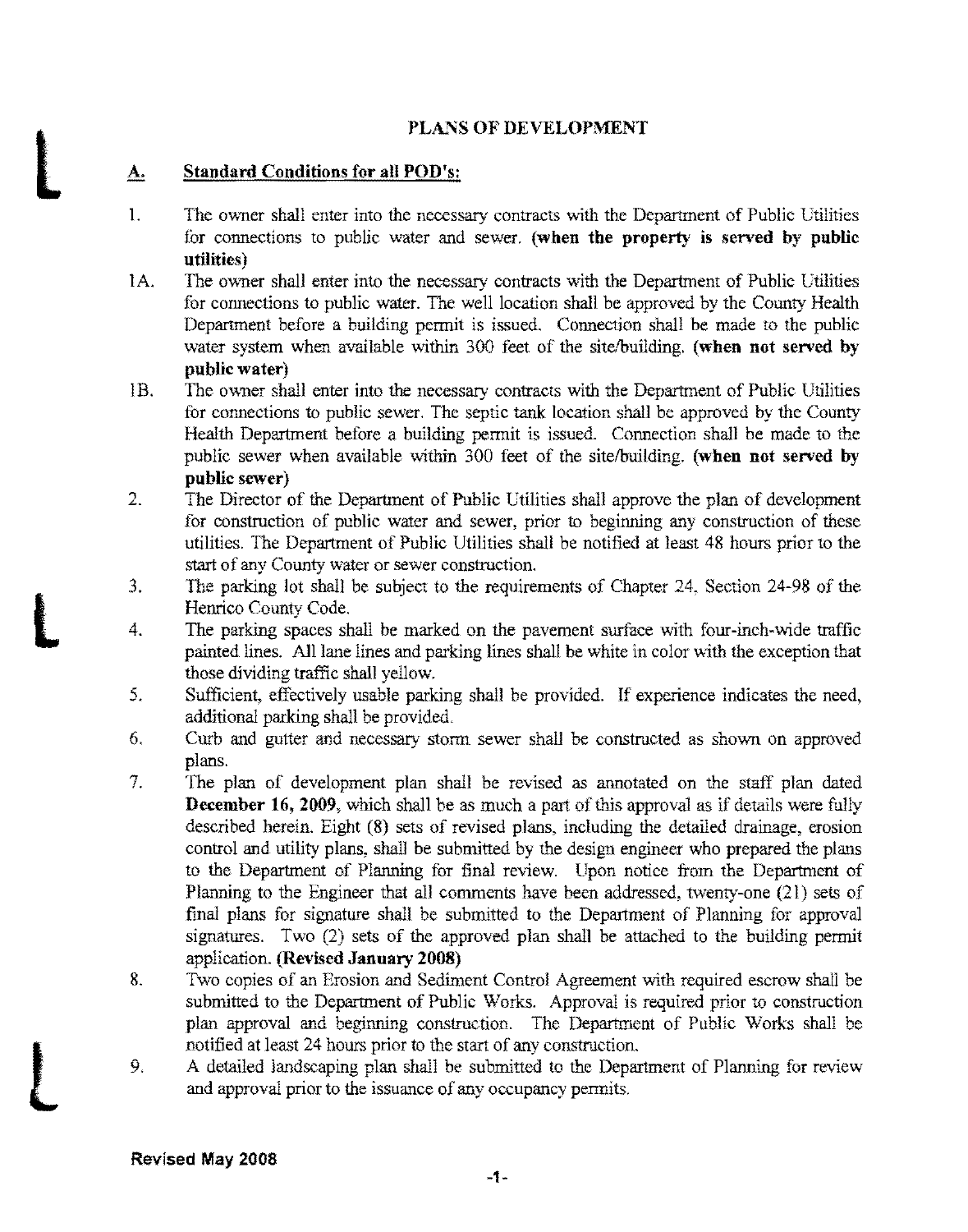# PLANS OF DEVELOPMENT

## A. Standard Conditions for all POD's:

1. The owner shall enter into the necessary contracts with the Department of Public Utilities for connections to public water and sewer. **(when the property is served by public utilities)**

1A. The owner shall enter into the necessary contracts with the Department of Public Utilities for connections to public water. The well location shall be approved by the County Health Department before a building permit is issued. Connection shall be made to the public water system when available within 300 feet of the site/building. **(when not served by public water)**

1B. The owner shall enter into the necessary contracts with the Department of Public Utilities for connections to public sewer. The septic tank location shall be approved by the County Health Department before a building permit is issued. Connection shall be made to the public sewer when available within 300 feet of the site/building. **(when not served by public sewer)**

2. The Director of the Department of Public Utilities shall approve the plan of development for construction of public water and sewer, prior to beginning any construction of these utilities. The Department of Public Utilities shall be notified at least 48 hours prior to the start of any County water or sewer construction.

3. The parking lot shall be subject to the requirements of Chapter 24, Section 24-98 of the Henrico County Code.

4. The parking spaces shall be marked on the pavement surface with four-inch-wide traffic painted lines. All lane lines and parking lines shall be white in color with the exception that those dividing traffic shall yellow.

5. Sufficient, effectively usable parking shall be provided. If experience indicates the need, additional parking shall be provided.

6. Curb and gutter and necessary storm sewer shall be constructed as shown on approved plans.

7. The plan of development plan shall be revised as annotated on the staff plan dated **December 16, 2009**, which shall be as much a part of this approval as if details were fully described herein. Eight (8) sets of revised plans, including the detailed drainage, erosion control and utility plans, shall be submitted by the design engineer who prepared the plans to the Department of Planning for final review. Upon notice from the Department of Planning to the Engineer that all comments have been addressed, twenty-one (21) sets of final plans for signature shall be submitted to the Department of Planning for approval signatures. Two (2) sets of the approved plan shall be attached to the building permit application. **(Revised January 2008)**

8. Two copies of an Erosion and Sediment Control Agreement with required escrow shall be submitted to the Department of Public Works. Approval is required prior to construction plan approval and beginning construction. The Department of Public Works shall be notified at least 24 hours prior to the start of any construction.

9. A detailed landscaping plan shall be submitted to the Department of Planning for review and approval prior to the issuance of any occupancy permits.

**Revised May 2008**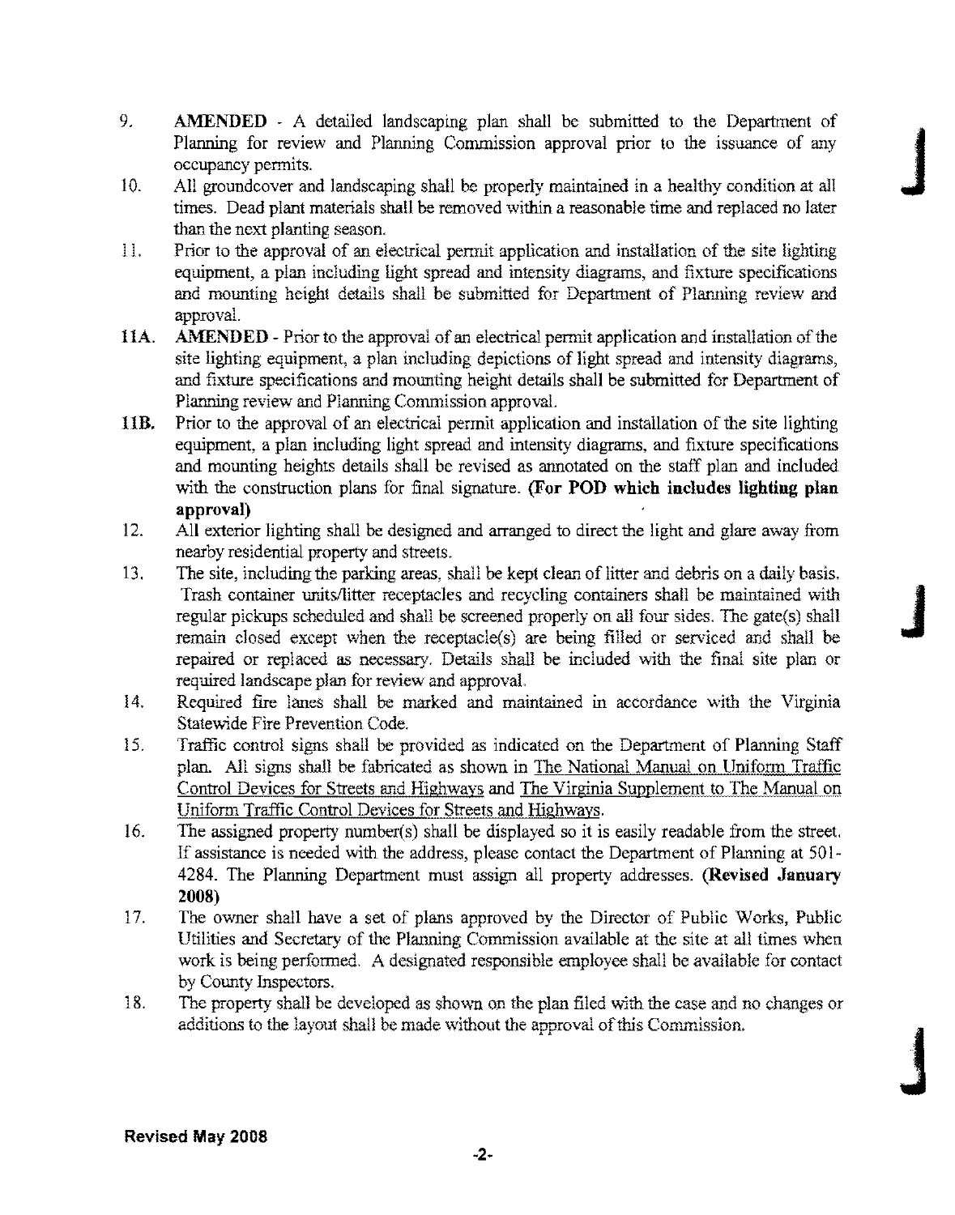9. **AMENDED** - A detailed landscaping plan shall be submitted to the Department of Planning for review and Planning Commission approval prior to the issuance of any occupancy permits.
10. All groundcover and landscaping shall be properly maintained in a healthy condition at all times. Dead plant materials shall be removed within a reasonable time and replaced no later than the next planting season.
11. Prior to the approval of an electrical permit application and installation of the site lighting equipment, a plan including light spread and intensity diagrams, and fixture specifications and mounting height details shall be submitted for Department of Planning review and approval.

**11A.** **AMENDED** - Prior to the approval of an electrical permit application and installation of the site lighting equipment, a plan including depictions of light spread and intensity diagrams, and fixture specifications and mounting height details shall be submitted for Department of Planning review and Planning Commission approval.

**11B.** Prior to the approval of an electrical permit application and installation of the site lighting equipment, a plan including light spread and intensity diagrams, and fixture specifications and mounting heights details shall be revised as annotated on the staff plan and included with the construction plans for final signature. **(For POD which includes lighting plan approval)**

12. All exterior lighting shall be designed and arranged to direct the light and glare away from nearby residential property and streets.
13. The site, including the parking areas, shall be kept clean of litter and debris on a daily basis. Trash container units/litter receptacles and recycling containers shall be maintained with regular pickups scheduled and shall be screened properly on all four sides. The gate(s) shall remain closed except when the receptacle(s) are being filled or serviced and shall be repaired or replaced as necessary. Details shall be included with the final site plan or required landscape plan for review and approval.
14. Required fire lanes shall be marked and maintained in accordance with the Virginia Statewide Fire Prevention Code.
15. Traffic control signs shall be provided as indicated on the Department of Planning Staff plan. All signs shall be fabricated as shown in The National Manual on Uniform Traffic Control Devices for Streets and Highways and The Virginia Supplement to The Manual on Uniform Traffic Control Devices for Streets and Highways.
16. The assigned property number(s) shall be displayed so it is easily readable from the street. If assistance is needed with the address, please contact the Department of Planning at 501-4284. The Planning Department must assign all property addresses. **(Revised January 2008)**
17. The owner shall have a set of plans approved by the Director of Public Works, Public Utilities and Secretary of the Planning Commission available at the site at all times when work is being performed. A designated responsible employee shall be available for contact by County Inspectors.
18. The property shall be developed as shown on the plan filed with the case and no changes or additions to the layout shall be made without the approval of this Commission.

**Revised May 2008**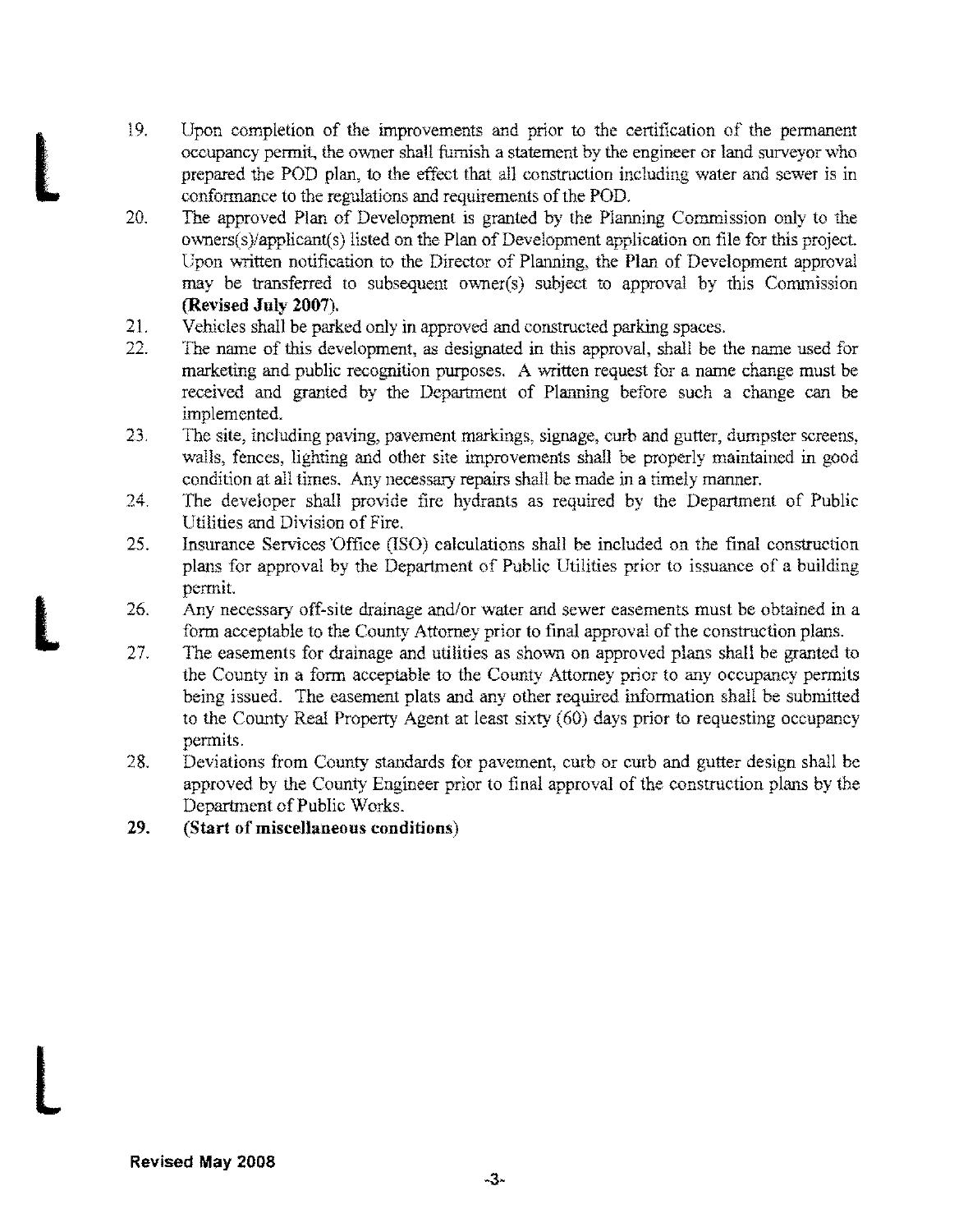19. Upon completion of the improvements and prior to the certification of the permanent occupancy permit, the owner shall furnish a statement by the engineer or land surveyor who prepared the POD plan, to the effect that all construction including water and sewer is in conformance to the regulations and requirements of the POD.
20. The approved Plan of Development is granted by the Planning Commission only to the owners(s)/applicant(s) listed on the Plan of Development application on file for this project. Upon written notification to the Director of Planning, the Plan of Development approval may be transferred to subsequent owner(s) subject to approval by this Commission **(Revised July 2007).**
21. Vehicles shall be parked only in approved and constructed parking spaces.
22. The name of this development, as designated in this approval, shall be the name used for marketing and public recognition purposes. A written request for a name change must be received and granted by the Department of Planning before such a change can be implemented.
23. The site, including paving, pavement markings, signage, curb and gutter, dumpster screens, walls, fences, lighting and other site improvements shall be properly maintained in good condition at all times. Any necessary repairs shall be made in a timely manner.
24. The developer shall provide fire hydrants as required by the Department of Public Utilities and Division of Fire.
25. Insurance Services Office (ISO) calculations shall be included on the final construction plans for approval by the Department of Public Utilities prior to issuance of a building permit.
26. Any necessary off-site drainage and/or water and sewer easements must be obtained in a form acceptable to the County Attorney prior to final approval of the construction plans.
27. The easements for drainage and utilities as shown on approved plans shall be granted to the County in a form acceptable to the County Attorney prior to any occupancy permits being issued. The easement plats and any other required information shall be submitted to the County Real Property Agent at least sixty (60) days prior to requesting occupancy permits.
28. Deviations from County standards for pavement, curb or curb and gutter design shall be approved by the County Engineer prior to final approval of the construction plans by the Department of Public Works.
29. **(Start of miscellaneous conditions)**

**Revised May 2008**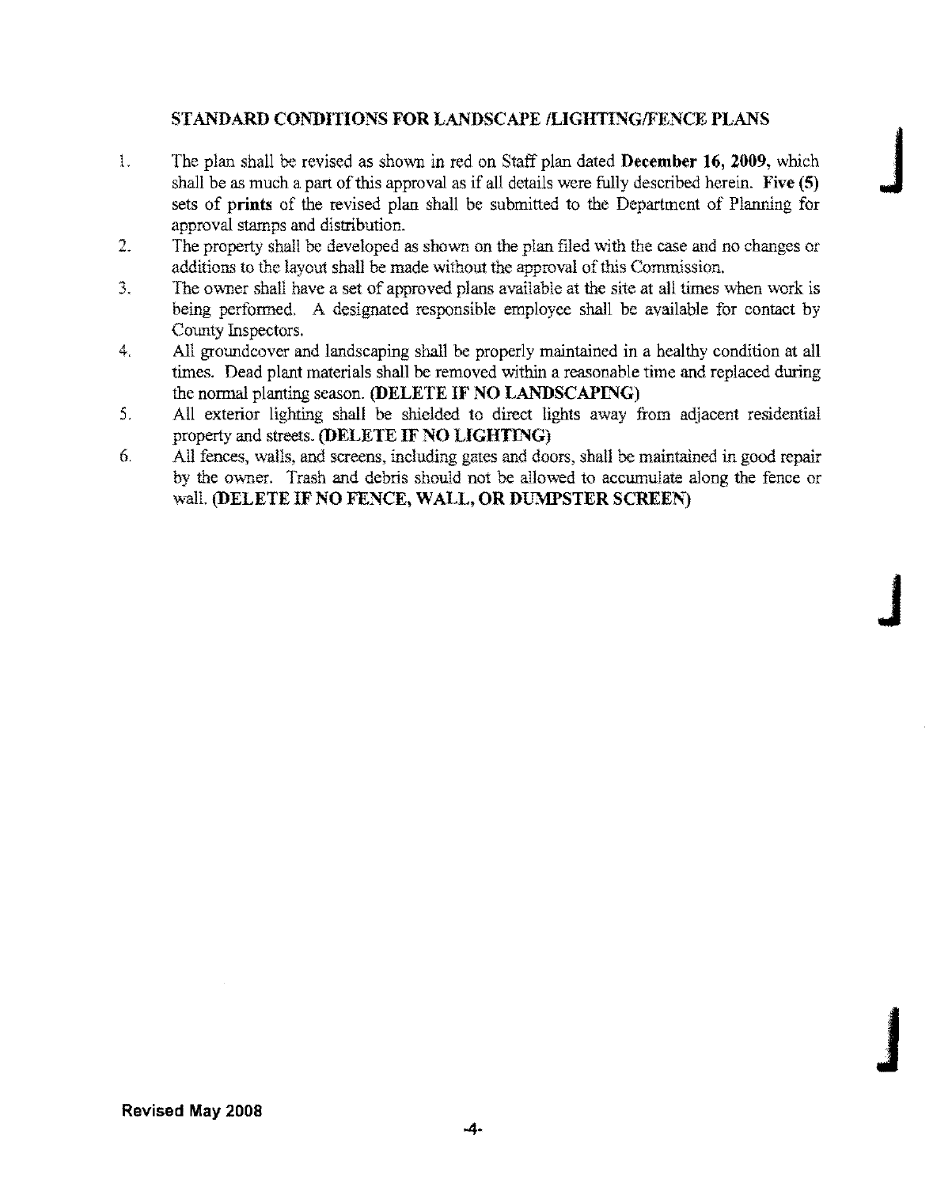## STANDARD CONDITIONS FOR LANDSCAPE /LIGHTING/FENCE PLANS

1. The plan shall be revised as shown in red on Staff plan dated **December 16, 2009**, which shall be as much a part of this approval as if all details were fully described herein. **Five (5)** sets of **prints** of the revised plan shall be submitted to the Department of Planning for approval stamps and distribution.
2. The property shall be developed as shown on the plan filed with the case and no changes or additions to the layout shall be made without the approval of this Commission.
3. The owner shall have a set of approved plans available at the site at all times when work is being performed. A designated responsible employee shall be available for contact by County Inspectors.
4. All groundcover and landscaping shall be properly maintained in a healthy condition at all times. Dead plant materials shall be removed within a reasonable time and replaced during the normal planting season. **(DELETE IF NO LANDSCAPING)**
5. All exterior lighting shall be shielded to direct lights away from adjacent residential property and streets. **(DELETE IF NO LIGHTING)**
6. All fences, walls, and screens, including gates and doors, shall be maintained in good repair by the owner. Trash and debris should not be allowed to accumulate along the fence or wall. **(DELETE IF NO FENCE, WALL, OR DUMPSTER SCREEN)**

**Revised May 2008**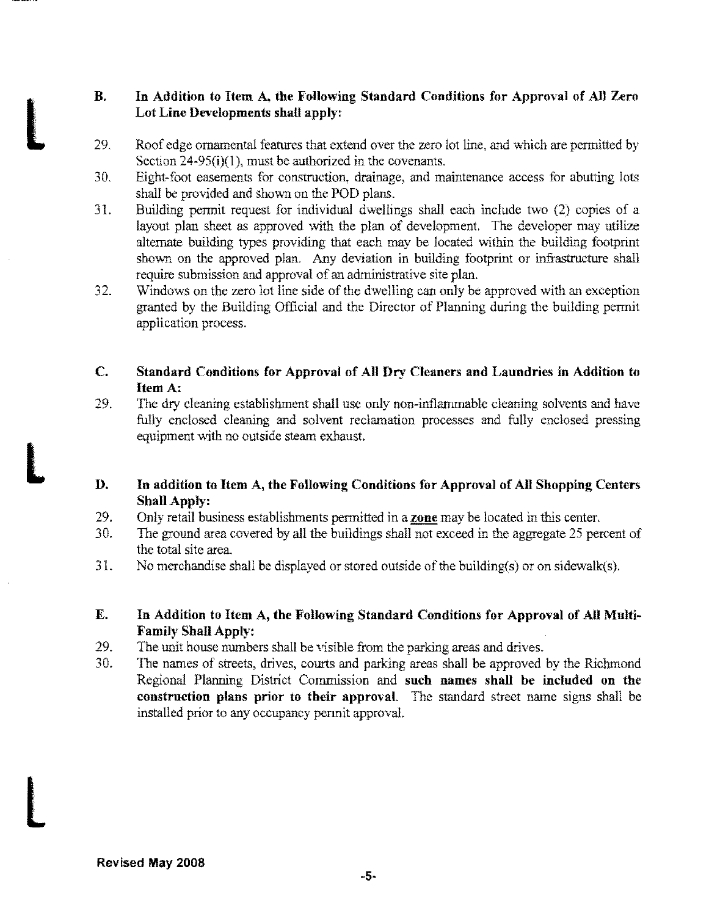**B. In Addition to Item A, the Following Standard Conditions for Approval of All Zero Lot Line Developments shall apply:**

29. Roof edge ornamental features that extend over the zero lot line, and which are permitted by Section 24-95(i)(1), must be authorized in the covenants.
30. Eight-foot easements for construction, drainage, and maintenance access for abutting lots shall be provided and shown on the POD plans.
31. Building permit request for individual dwellings shall each include two (2) copies of a layout plan sheet as approved with the plan of development. The developer may utilize alternate building types providing that each may be located within the building footprint shown on the approved plan. Any deviation in building footprint or infrastructure shall require submission and approval of an administrative site plan.
32. Windows on the zero lot line side of the dwelling can only be approved with an exception granted by the Building Official and the Director of Planning during the building permit application process.

**C. Standard Conditions for Approval of All Dry Cleaners and Laundries in Addition to Item A:**

29. The dry cleaning establishment shall use only non-inflammable cleaning solvents and have fully enclosed cleaning and solvent reclamation processes and fully enclosed pressing equipment with no outside steam exhaust.

**D. In addition to Item A, the Following Conditions for Approval of All Shopping Centers Shall Apply:**

29. Only retail business establishments permitted in a **zone** may be located in this center.
30. The ground area covered by all the buildings shall not exceed in the aggregate 25 percent of the total site area.
31. No merchandise shall be displayed or stored outside of the building(s) or on sidewalk(s).

**E. In Addition to Item A, the Following Standard Conditions for Approval of All Multi-Family Shall Apply:**

29. The unit house numbers shall be visible from the parking areas and drives.
30. The names of streets, drives, courts and parking areas shall be approved by the Richmond Regional Planning District Commission and **such names shall be included on the construction plans prior to their approval**. The standard street name signs shall be installed prior to any occupancy permit approval.

**Revised May 2008**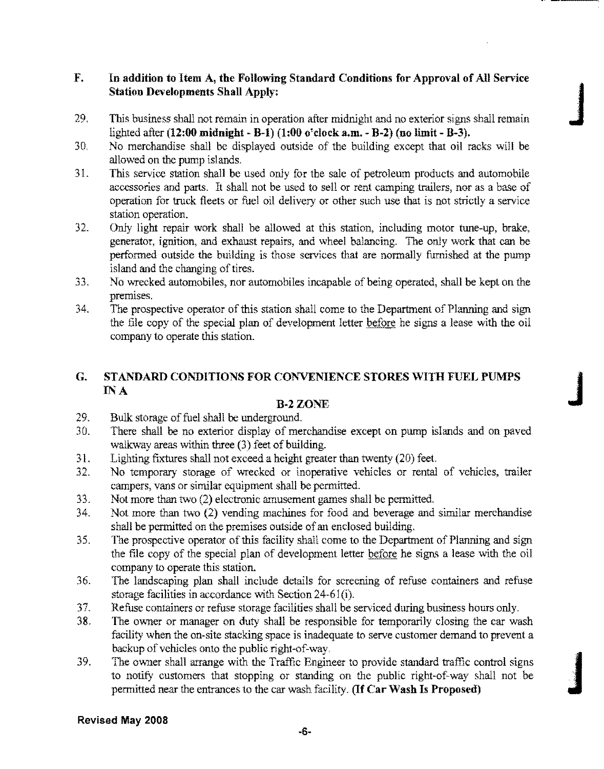## F. In addition to Item A, the Following Standard Conditions for Approval of All Service Station Developments Shall Apply:

29. This business shall not remain in operation after midnight and no exterior signs shall remain lighted after **(12:00 midnight - B-1) (1:00 o'clock a.m. - B-2) (no limit - B-3).**
30. No merchandise shall be displayed outside of the building except that oil racks will be allowed on the pump islands.
31. This service station shall be used only for the sale of petroleum products and automobile accessories and parts. It shall not be used to sell or rent camping trailers, nor as a base of operation for truck fleets or fuel oil delivery or other such use that is not strictly a service station operation.
32. Only light repair work shall be allowed at this station, including motor tune-up, brake, generator, ignition, and exhaust repairs, and wheel balancing. The only work that can be performed outside the building is those services that are normally furnished at the pump island and the changing of tires.
33. No wrecked automobiles, nor automobiles incapable of being operated, shall be kept on the premises.
34. The prospective operator of this station shall come to the Department of Planning and sign the file copy of the special plan of development letter before he signs a lease with the oil company to operate this station.

## G. STANDARD CONDITIONS FOR CONVENIENCE STORES WITH FUEL PUMPS IN A B-2 ZONE

29. Bulk storage of fuel shall be underground.
30. There shall be no exterior display of merchandise except on pump islands and on paved walkway areas within three (3) feet of building.
31. Lighting fixtures shall not exceed a height greater than twenty (20) feet.
32. No temporary storage of wrecked or inoperative vehicles or rental of vehicles, trailer campers, vans or similar equipment shall be permitted.
33. Not more than two (2) electronic amusement games shall be permitted.
34. Not more than two (2) vending machines for food and beverage and similar merchandise shall be permitted on the premises outside of an enclosed building.
35. The prospective operator of this facility shall come to the Department of Planning and sign the file copy of the special plan of development letter before he signs a lease with the oil company to operate this station.
36. The landscaping plan shall include details for screening of refuse containers and refuse storage facilities in accordance with Section 24-61(i).
37. Refuse containers or refuse storage facilities shall be serviced during business hours only.
38. The owner or manager on duty shall be responsible for temporarily closing the car wash facility when the on-site stacking space is inadequate to serve customer demand to prevent a backup of vehicles onto the public right-of-way.
39. The owner shall arrange with the Traffic Engineer to provide standard traffic control signs to notify customers that stopping or standing on the public right-of-way shall not be permitted near the entrances to the car wash facility. **(If Car Wash Is Proposed)**

**Revised May 2008**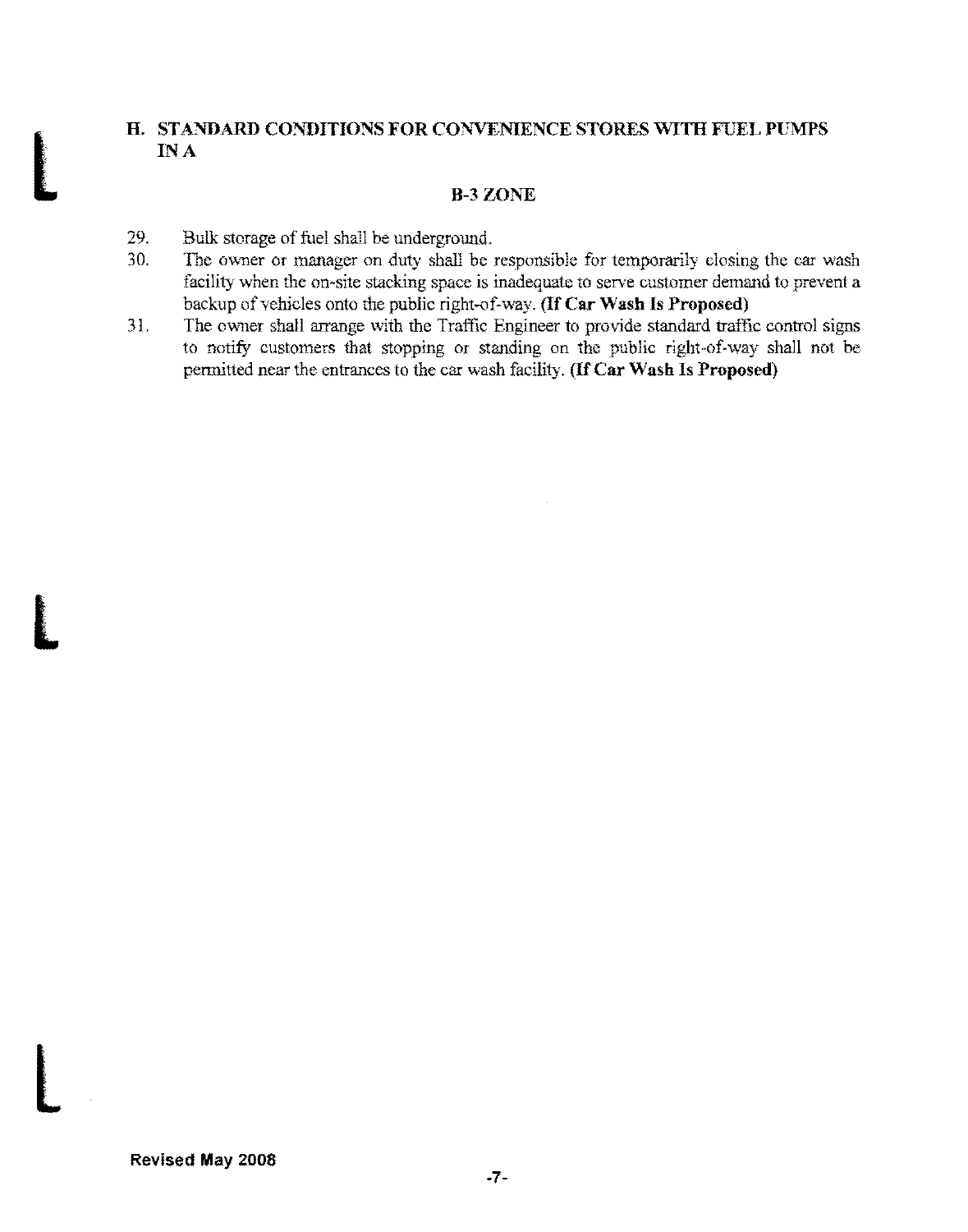## H. STANDARD CONDITIONS FOR CONVENIENCE STORES WITH FUEL PUMPS IN A

## B-3 ZONE

29. Bulk storage of fuel shall be underground.
30. The owner or manager on duty shall be responsible for temporarily closing the car wash facility when the on-site stacking space is inadequate to serve customer demand to prevent a backup of vehicles onto the public right-of-way. **(If Car Wash Is Proposed)**
31. The owner shall arrange with the Traffic Engineer to provide standard traffic control signs to notify customers that stopping or standing on the public right-of-way shall not be permitted near the entrances to the car wash facility. **(If Car Wash Is Proposed)**

**Revised May 2008**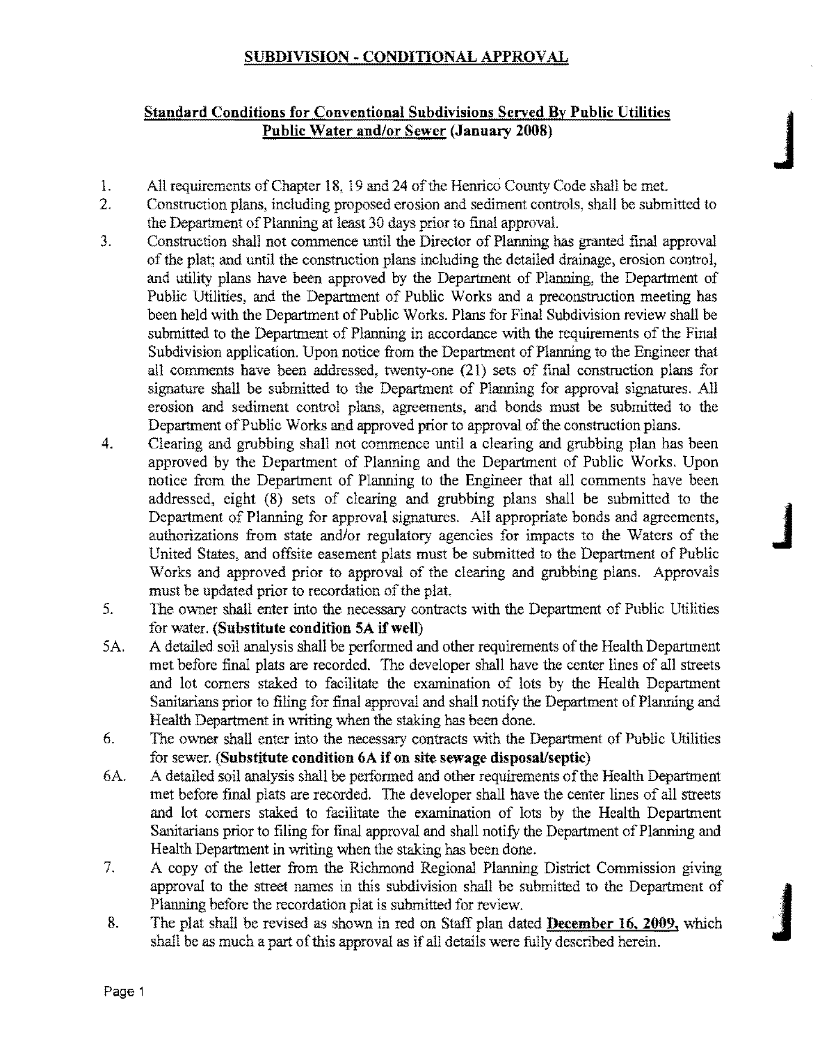# SUBDIVISION - CONDITIONAL APPROVAL

## Standard Conditions for Conventional Subdivisions Served By Public Utilities Public Water and/or Sewer (January 2008)

1. All requirements of Chapter 18, 19 and 24 of the Henrico County Code shall be met.
2. Construction plans, including proposed erosion and sediment controls, shall be submitted to the Department of Planning at least 30 days prior to final approval.
3. Construction shall not commence until the Director of Planning has granted final approval of the plat; and until the construction plans including the detailed drainage, erosion control, and utility plans have been approved by the Department of Planning, the Department of Public Utilities, and the Department of Public Works and a preconstruction meeting has been held with the Department of Public Works. Plans for Final Subdivision review shall be submitted to the Department of Planning in accordance with the requirements of the Final Subdivision application. Upon notice from the Department of Planning to the Engineer that all comments have been addressed, twenty-one (21) sets of final construction plans for signature shall be submitted to the Department of Planning for approval signatures. All erosion and sediment control plans, agreements, and bonds must be submitted to the Department of Public Works and approved prior to approval of the construction plans.
4. Clearing and grubbing shall not commence until a clearing and grubbing plan has been approved by the Department of Planning and the Department of Public Works. Upon notice from the Department of Planning to the Engineer that all comments have been addressed, eight (8) sets of clearing and grubbing plans shall be submitted to the Department of Planning for approval signatures. All appropriate bonds and agreements, authorizations from state and/or regulatory agencies for impacts to the Waters of the United States, and offsite easement plats must be submitted to the Department of Public Works and approved prior to approval of the clearing and grubbing plans. Approvals must be updated prior to recordation of the plat.
5. The owner shall enter into the necessary contracts with the Department of Public Utilities for water. **(Substitute condition 5A if well)**

5A. A detailed soil analysis shall be performed and other requirements of the Health Department met before final plats are recorded. The developer shall have the center lines of all streets and lot corners staked to facilitate the examination of lots by the Health Department Sanitarians prior to filing for final approval and shall notify the Department of Planning and Health Department in writing when the staking has been done.

6. The owner shall enter into the necessary contracts with the Department of Public Utilities for sewer. **(Substitute condition 6A if on site sewage disposal/septic)**

6A. A detailed soil analysis shall be performed and other requirements of the Health Department met before final plats are recorded. The developer shall have the center lines of all streets and lot corners staked to facilitate the examination of lots by the Health Department Sanitarians prior to filing for final approval and shall notify the Department of Planning and Health Department in writing when the staking has been done.

7. A copy of the letter from the Richmond Regional Planning District Commission giving approval to the street names in this subdivision shall be submitted to the Department of Planning before the recordation plat is submitted for review.
8. The plat shall be revised as shown in red on Staff plan dated **December 16, 2009**, which shall be as much a part of this approval as if all details were fully described herein.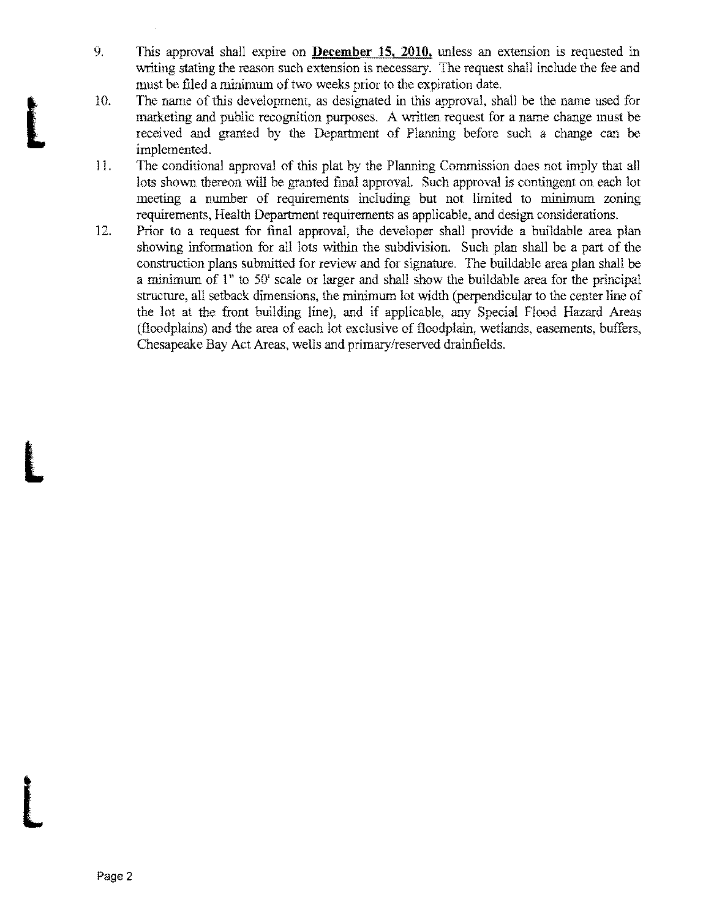9. This approval shall expire on **December 15, 2010**, unless an extension is requested in writing stating the reason such extension is necessary. The request shall include the fee and must be filed a minimum of two weeks prior to the expiration date.
10. The name of this development, as designated in this approval, shall be the name used for marketing and public recognition purposes. A written request for a name change must be received and granted by the Department of Planning before such a change can be implemented.
11. The conditional approval of this plat by the Planning Commission does not imply that all lots shown thereon will be granted final approval. Such approval is contingent on each lot meeting a number of requirements including but not limited to minimum zoning requirements, Health Department requirements as applicable, and design considerations.
12. Prior to a request for final approval, the developer shall provide a buildable area plan showing information for all lots within the subdivision. Such plan shall be a part of the construction plans submitted for review and for signature. The buildable area plan shall be a minimum of 1" to 50' scale or larger and shall show the buildable area for the principal structure, all setback dimensions, the minimum lot width (perpendicular to the center line of the lot at the front building line), and if applicable, any Special Flood Hazard Areas (floodplains) and the area of each lot exclusive of floodplain, wetlands, easements, buffers, Chesapeake Bay Act Areas, wells and primary/reserved drainfields.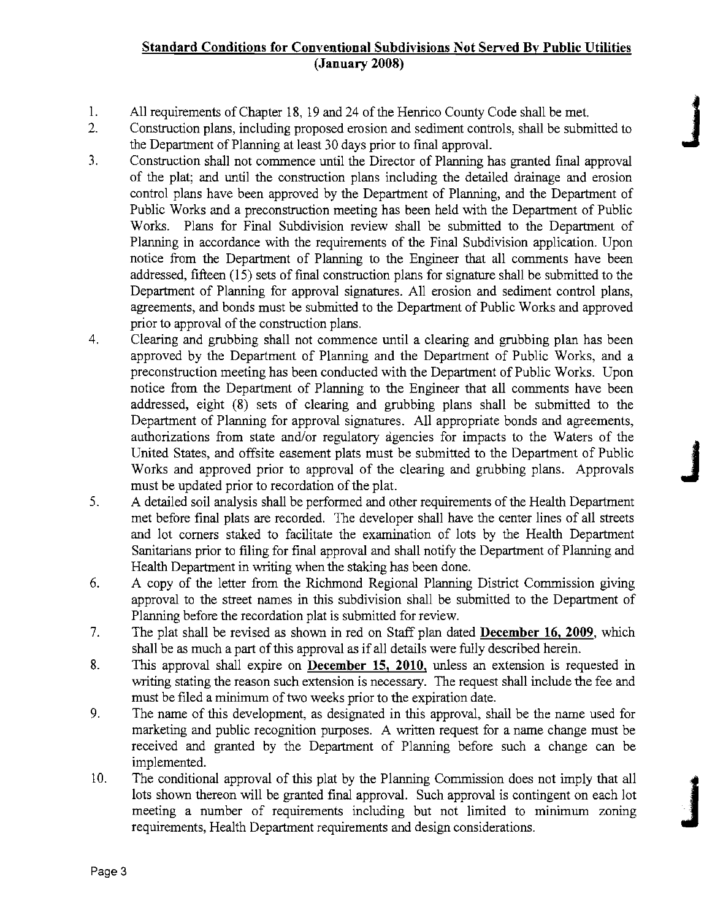## Standard Conditions for Conventional Subdivisions Not Served By Public Utilities (January 2008)

1. All requirements of Chapter 18, 19 and 24 of the Henrico County Code shall be met.
2. Construction plans, including proposed erosion and sediment controls, shall be submitted to the Department of Planning at least 30 days prior to final approval.
3. Construction shall not commence until the Director of Planning has granted final approval of the plat; and until the construction plans including the detailed drainage and erosion control plans have been approved by the Department of Planning, and the Department of Public Works and a preconstruction meeting has been held with the Department of Public Works. Plans for Final Subdivision review shall be submitted to the Department of Planning in accordance with the requirements of the Final Subdivision application. Upon notice from the Department of Planning to the Engineer that all comments have been addressed, fifteen (15) sets of final construction plans for signature shall be submitted to the Department of Planning for approval signatures. All erosion and sediment control plans, agreements, and bonds must be submitted to the Department of Public Works and approved prior to approval of the construction plans.
4. Clearing and grubbing shall not commence until a clearing and grubbing plan has been approved by the Department of Planning and the Department of Public Works, and a preconstruction meeting has been conducted with the Department of Public Works. Upon notice from the Department of Planning to the Engineer that all comments have been addressed, eight (8) sets of clearing and grubbing plans shall be submitted to the Department of Planning for approval signatures. All appropriate bonds and agreements, authorizations from state and/or regulatory agencies for impacts to the Waters of the United States, and offsite easement plats must be submitted to the Department of Public Works and approved prior to approval of the clearing and grubbing plans. Approvals must be updated prior to recordation of the plat.
5. A detailed soil analysis shall be performed and other requirements of the Health Department met before final plats are recorded. The developer shall have the center lines of all streets and lot corners staked to facilitate the examination of lots by the Health Department Sanitarians prior to filing for final approval and shall notify the Department of Planning and Health Department in writing when the staking has been done.
6. A copy of the letter from the Richmond Regional Planning District Commission giving approval to the street names in this subdivision shall be submitted to the Department of Planning before the recordation plat is submitted for review.
7. The plat shall be revised as shown in red on Staff plan dated **December 16, 2009**, which shall be as much a part of this approval as if all details were fully described herein.
8. This approval shall expire on **December 15, 2010**, unless an extension is requested in writing stating the reason such extension is necessary. The request shall include the fee and must be filed a minimum of two weeks prior to the expiration date.
9. The name of this development, as designated in this approval, shall be the name used for marketing and public recognition purposes. A written request for a name change must be received and granted by the Department of Planning before such a change can be implemented.
10. The conditional approval of this plat by the Planning Commission does not imply that all lots shown thereon will be granted final approval. Such approval is contingent on each lot meeting a number of requirements including but not limited to minimum zoning requirements, Health Department requirements and design considerations.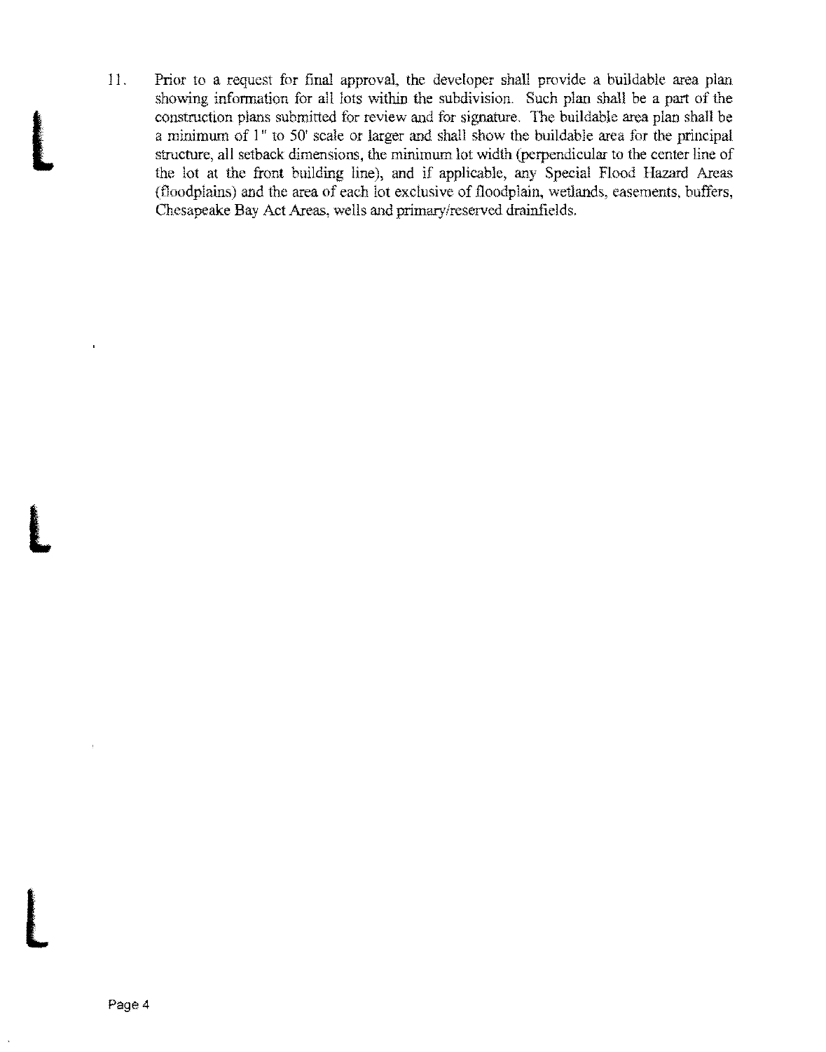11. Prior to a request for final approval, the developer shall provide a buildable area plan showing information for all lots within the subdivision. Such plan shall be a part of the construction plans submitted for review and for signature. The buildable area plan shall be a minimum of 1" to 50' scale or larger and shall show the buildable area for the principal structure, all setback dimensions, the minimum lot width (perpendicular to the center line of the lot at the front building line), and if applicable, any Special Flood Hazard Areas (floodplains) and the area of each lot exclusive of floodplain, wetlands, easements, buffers, Chesapeake Bay Act Areas, wells and primary/reserved drainfields.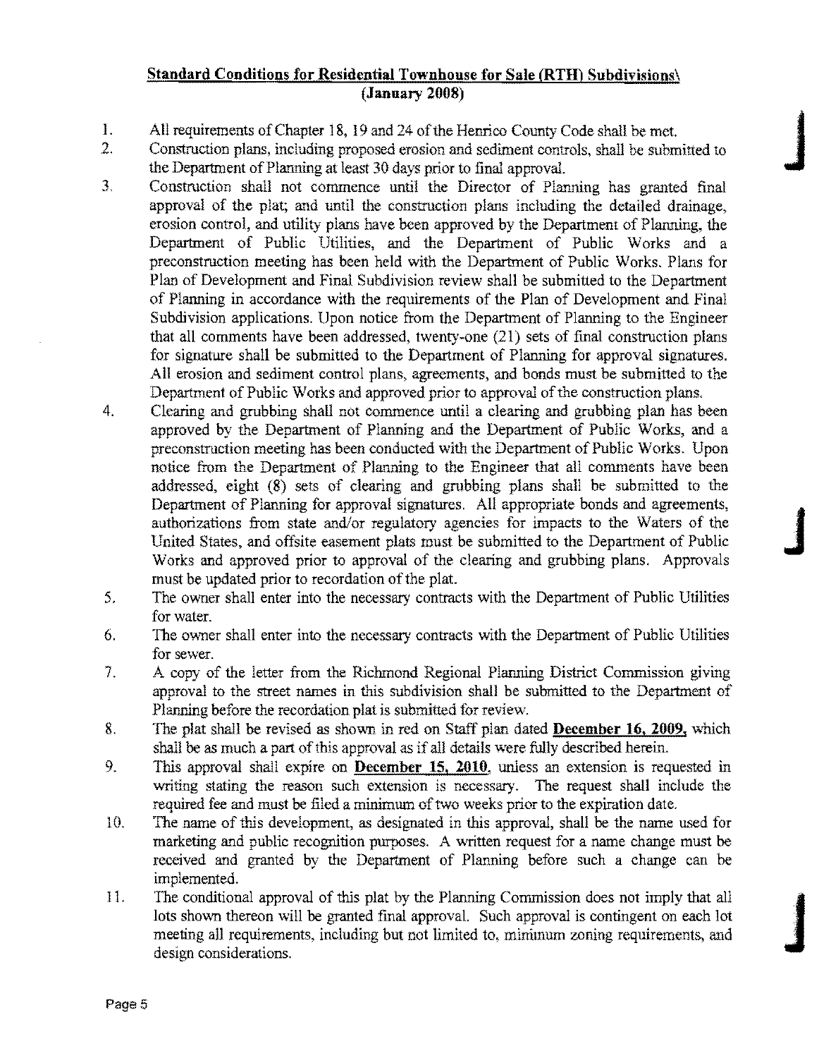**Standard Conditions for Residential Townhouse for Sale (RTH) Subdivisions\ (January 2008)**

1. All requirements of Chapter 18, 19 and 24 of the Henrico County Code shall be met.
2. Construction plans, including proposed erosion and sediment controls, shall be submitted to the Department of Planning at least 30 days prior to final approval.
3. Construction shall not commence until the Director of Planning has granted final approval of the plat; and until the construction plans including the detailed drainage, erosion control, and utility plans have been approved by the Department of Planning, the Department of Public Utilities, and the Department of Public Works and a preconstruction meeting has been held with the Department of Public Works. Plans for Plan of Development and Final Subdivision review shall be submitted to the Department of Planning in accordance with the requirements of the Plan of Development and Final Subdivision applications. Upon notice from the Department of Planning to the Engineer that all comments have been addressed, twenty-one (21) sets of final construction plans for signature shall be submitted to the Department of Planning for approval signatures. All erosion and sediment control plans, agreements, and bonds must be submitted to the Department of Public Works and approved prior to approval of the construction plans.
4. Clearing and grubbing shall not commence until a clearing and grubbing plan has been approved by the Department of Planning and the Department of Public Works, and a preconstruction meeting has been conducted with the Department of Public Works. Upon notice from the Department of Planning to the Engineer that all comments have been addressed, eight (8) sets of clearing and grubbing plans shall be submitted to the Department of Planning for approval signatures. All appropriate bonds and agreements, authorizations from state and/or regulatory agencies for impacts to the Waters of the United States, and offsite easement plats must be submitted to the Department of Public Works and approved prior to approval of the clearing and grubbing plans. Approvals must be updated prior to recordation of the plat.
5. The owner shall enter into the necessary contracts with the Department of Public Utilities for water.
6. The owner shall enter into the necessary contracts with the Department of Public Utilities for sewer.
7. A copy of the letter from the Richmond Regional Planning District Commission giving approval to the street names in this subdivision shall be submitted to the Department of Planning before the recordation plat is submitted for review.
8. The plat shall be revised as shown in red on Staff plan dated **December 16, 2009**, which shall be as much a part of this approval as if all details were fully described herein.
9. This approval shall expire on **December 15, 2010**, unless an extension is requested in writing stating the reason such extension is necessary. The request shall include the required fee and must be filed a minimum of two weeks prior to the expiration date.
10. The name of this development, as designated in this approval, shall be the name used for marketing and public recognition purposes. A written request for a name change must be received and granted by the Department of Planning before such a change can be implemented.
11. The conditional approval of this plat by the Planning Commission does not imply that all lots shown thereon will be granted final approval. Such approval is contingent on each lot meeting all requirements, including but not limited to, minimum zoning requirements, and design considerations.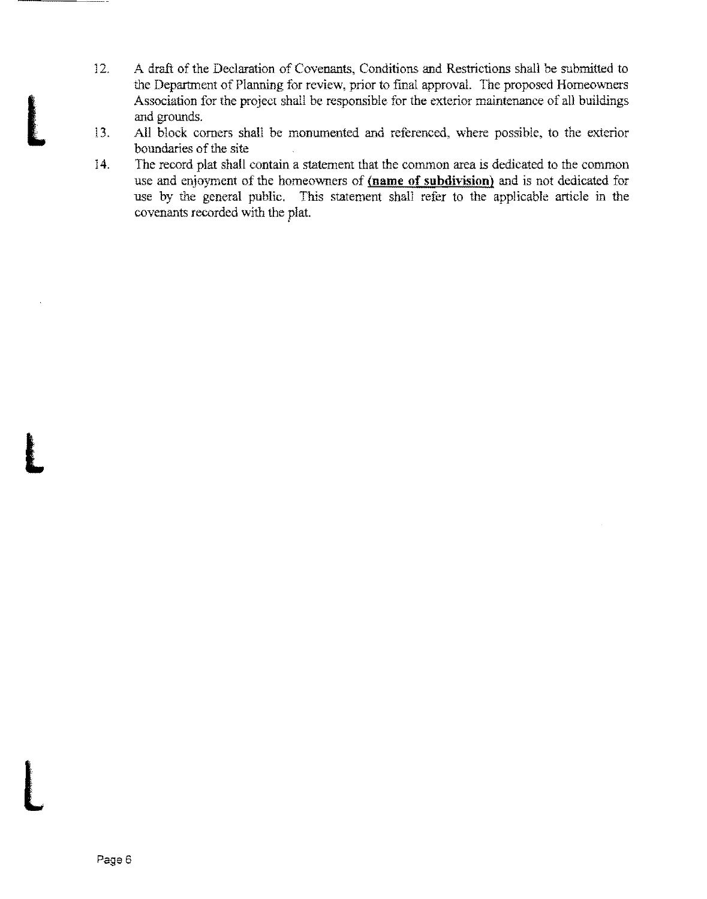12. A draft of the Declaration of Covenants, Conditions and Restrictions shall be submitted to the Department of Planning for review, prior to final approval. The proposed Homeowners Association for the project shall be responsible for the exterior maintenance of all buildings and grounds.
13. All block corners shall be monumented and referenced, where possible, to the exterior boundaries of the site
14. The record plat shall contain a statement that the common area is dedicated to the common use and enjoyment of the homeowners of **(name of subdivision)** and is not dedicated for use by the general public. This statement shall refer to the applicable article in the covenants recorded with the plat.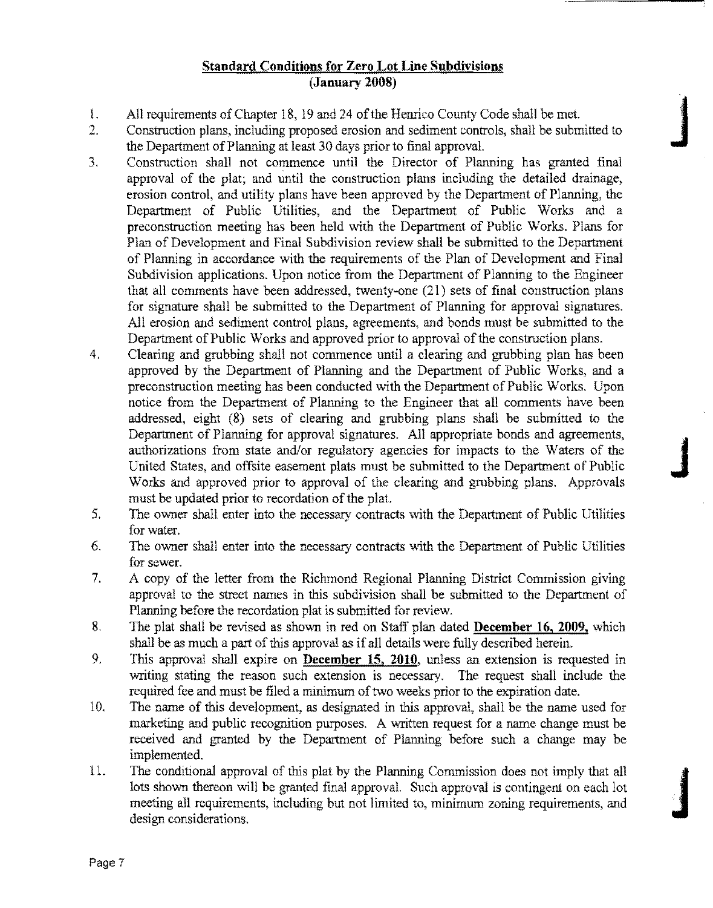**Standard Conditions for Zero Lot Line Subdivisions**
**(January 2008)**

1. All requirements of Chapter 18, 19 and 24 of the Henrico County Code shall be met.
2. Construction plans, including proposed erosion and sediment controls, shall be submitted to the Department of Planning at least 30 days prior to final approval.
3. Construction shall not commence until the Director of Planning has granted final approval of the plat; and until the construction plans including the detailed drainage, erosion control, and utility plans have been approved by the Department of Planning, the Department of Public Utilities, and the Department of Public Works and a preconstruction meeting has been held with the Department of Public Works. Plans for Plan of Development and Final Subdivision review shall be submitted to the Department of Planning in accordance with the requirements of the Plan of Development and Final Subdivision applications. Upon notice from the Department of Planning to the Engineer that all comments have been addressed, twenty-one (21) sets of final construction plans for signature shall be submitted to the Department of Planning for approval signatures. All erosion and sediment control plans, agreements, and bonds must be submitted to the Department of Public Works and approved prior to approval of the construction plans.
4. Clearing and grubbing shall not commence until a clearing and grubbing plan has been approved by the Department of Planning and the Department of Public Works, and a preconstruction meeting has been conducted with the Department of Public Works. Upon notice from the Department of Planning to the Engineer that all comments have been addressed, eight (8) sets of clearing and grubbing plans shall be submitted to the Department of Planning for approval signatures. All appropriate bonds and agreements, authorizations from state and/or regulatory agencies for impacts to the Waters of the United States, and offsite easement plats must be submitted to the Department of Public Works and approved prior to approval of the clearing and grubbing plans. Approvals must be updated prior to recordation of the plat.
5. The owner shall enter into the necessary contracts with the Department of Public Utilities for water.
6. The owner shall enter into the necessary contracts with the Department of Public Utilities for sewer.
7. A copy of the letter from the Richmond Regional Planning District Commission giving approval to the street names in this subdivision shall be submitted to the Department of Planning before the recordation plat is submitted for review.
8. The plat shall be revised as shown in red on Staff plan dated **December 16, 2009**, which shall be as much a part of this approval as if all details were fully described herein.
9. This approval shall expire on **December 15, 2010**, unless an extension is requested in writing stating the reason such extension is necessary. The request shall include the required fee and must be filed a minimum of two weeks prior to the expiration date.
10. The name of this development, as designated in this approval, shall be the name used for marketing and public recognition purposes. A written request for a name change must be received and granted by the Department of Planning before such a change may be implemented.
11. The conditional approval of this plat by the Planning Commission does not imply that all lots shown thereon will be granted final approval. Such approval is contingent on each lot meeting all requirements, including but not limited to, minimum zoning requirements, and design considerations.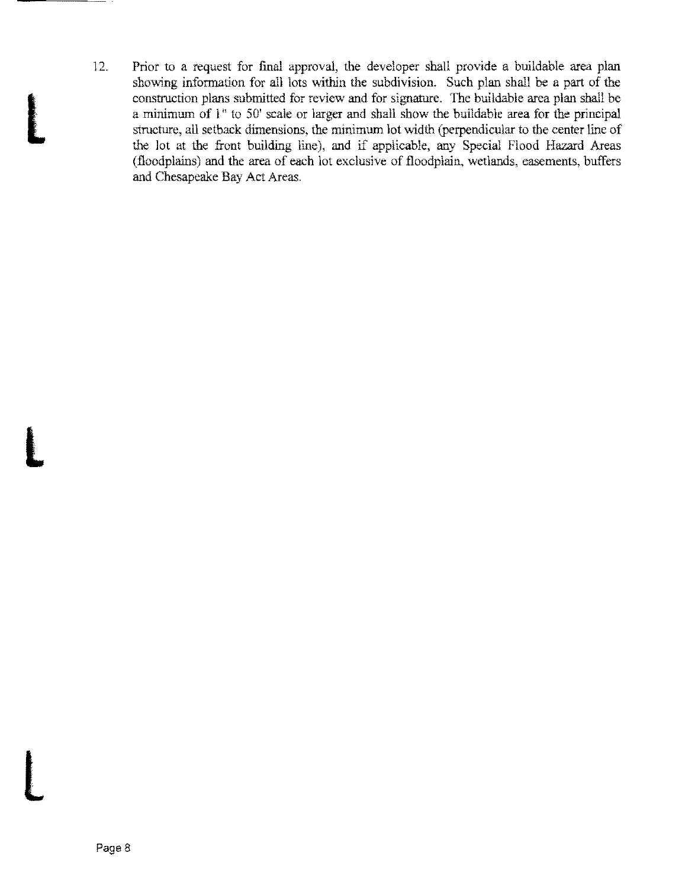12. Prior to a request for final approval, the developer shall provide a buildable area plan showing information for all lots within the subdivision. Such plan shall be a part of the construction plans submitted for review and for signature. The buildable area plan shall be a minimum of 1" to 50' scale or larger and shall show the buildable area for the principal structure, all setback dimensions, the minimum lot width (perpendicular to the center line of the lot at the front building line), and if applicable, any Special Flood Hazard Areas (floodplains) and the area of each lot exclusive of floodplain, wetlands, easements, buffers and Chesapeake Bay Act Areas.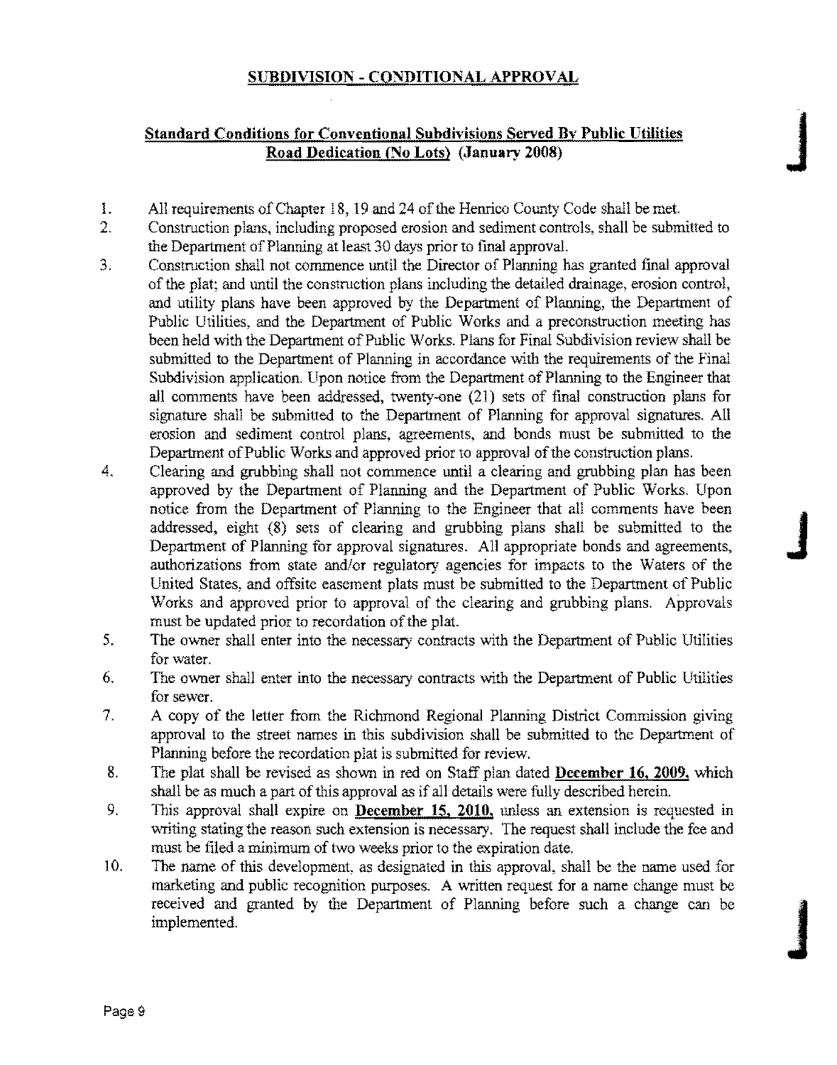## SUBDIVISION - CONDITIONAL APPROVAL

### Standard Conditions for Conventional Subdivisions Served By Public Utilities Road Dedication (No Lots) (January 2008)

1. All requirements of Chapter 18, 19 and 24 of the Henrico County Code shall be met.
2. Construction plans, including proposed erosion and sediment controls, shall be submitted to the Department of Planning at least 30 days prior to final approval.
3. Construction shall not commence until the Director of Planning has granted final approval of the plat; and until the construction plans including the detailed drainage, erosion control, and utility plans have been approved by the Department of Planning, the Department of Public Utilities, and the Department of Public Works and a preconstruction meeting has been held with the Department of Public Works. Plans for Final Subdivision review shall be submitted to the Department of Planning in accordance with the requirements of the Final Subdivision application. Upon notice from the Department of Planning to the Engineer that all comments have been addressed, twenty-one (21) sets of final construction plans for signature shall be submitted to the Department of Planning for approval signatures. All erosion and sediment control plans, agreements, and bonds must be submitted to the Department of Public Works and approved prior to approval of the construction plans.
4. Clearing and grubbing shall not commence until a clearing and grubbing plan has been approved by the Department of Planning and the Department of Public Works. Upon notice from the Department of Planning to the Engineer that all comments have been addressed, eight (8) sets of clearing and grubbing plans shall be submitted to the Department of Planning for approval signatures. All appropriate bonds and agreements, authorizations from state and/or regulatory agencies for impacts to the Waters of the United States, and offsite easement plats must be submitted to the Department of Public Works and approved prior to approval of the clearing and grubbing plans. Approvals must be updated prior to recordation of the plat.
5. The owner shall enter into the necessary contracts with the Department of Public Utilities for water.
6. The owner shall enter into the necessary contracts with the Department of Public Utilities for sewer.
7. A copy of the letter from the Richmond Regional Planning District Commission giving approval to the street names in this subdivision shall be submitted to the Department of Planning before the recordation plat is submitted for review.
8. The plat shall be revised as shown in red on Staff plan dated **December 16, 2009**, which shall be as much a part of this approval as if all details were fully described herein.
9. This approval shall expire on **December 15, 2010**, unless an extension is requested in writing stating the reason such extension is necessary. The request shall include the fee and must be filed a minimum of two weeks prior to the expiration date.
10. The name of this development, as designated in this approval, shall be the name used for marketing and public recognition purposes. A written request for a name change must be received and granted by the Department of Planning before such a change can be implemented.